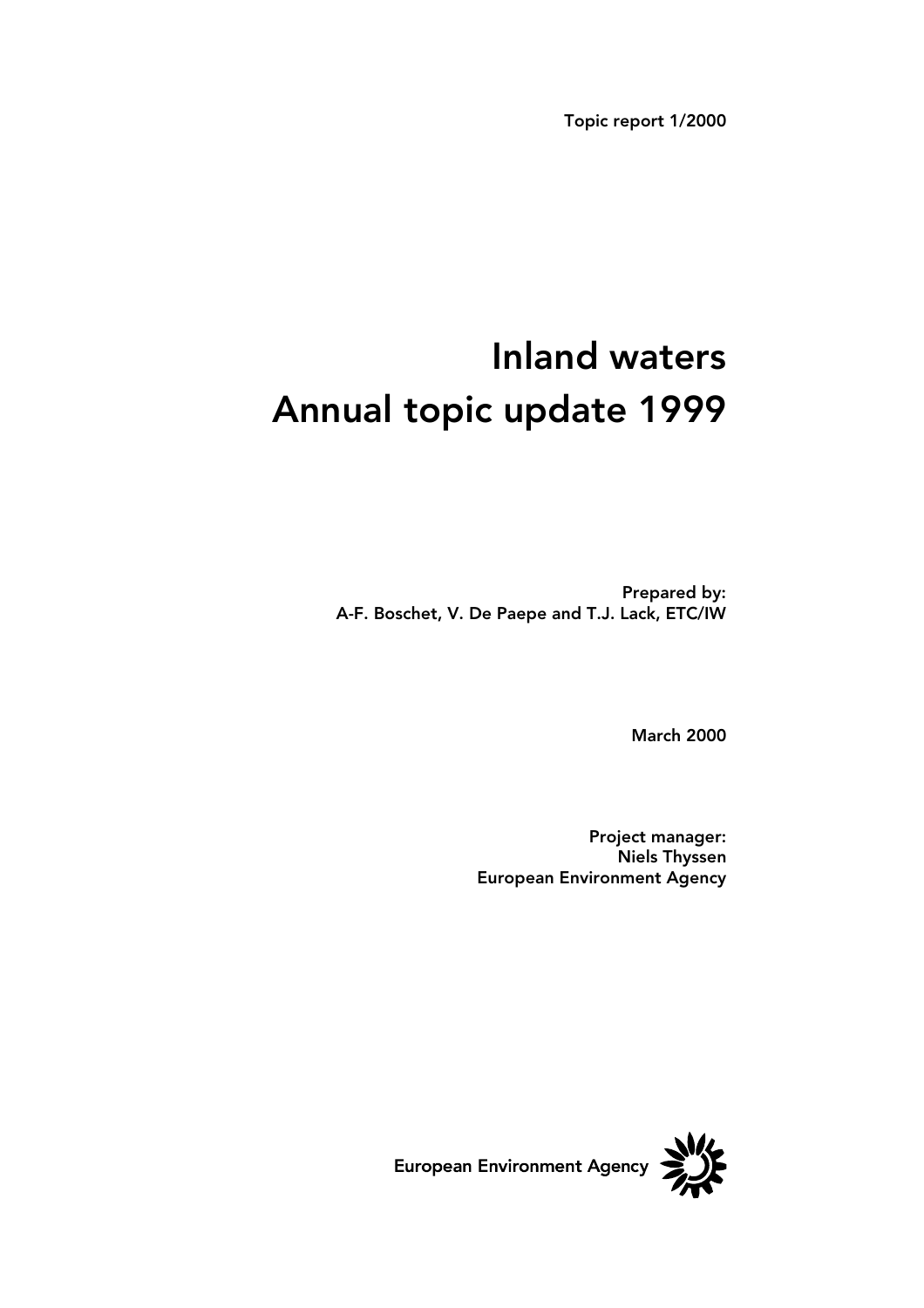Topic report 1/2000

# Inland waters
# Annual topic update 1999

**Prepared by:**
**A-F. Boschet, V. De Paepe and T.J. Lack, ETC/IW**

**March 2000**

**Project manager:**
**Niels Thyssen**
**European Environment Agency**

European Environment Agency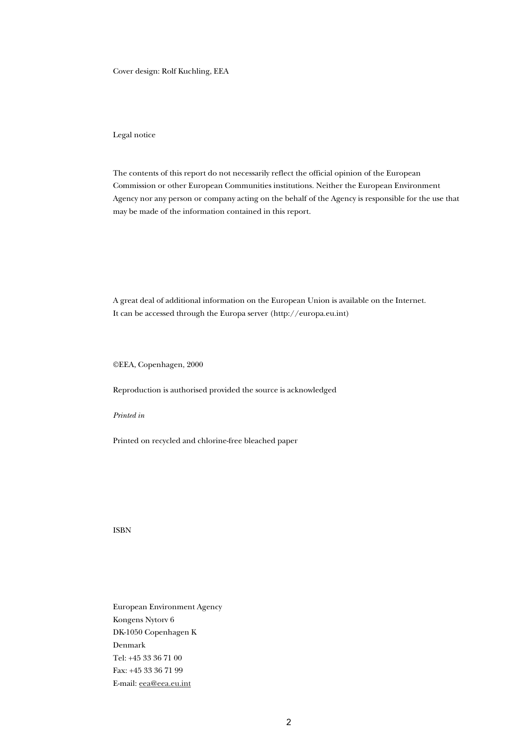Cover design: Rolf Kuchling, EEA

Legal notice

The contents of this report do not necessarily reflect the official opinion of the European Commission or other European Communities institutions. Neither the European Environment Agency nor any person or company acting on the behalf of the Agency is responsible for the use that may be made of the information contained in this report.

A great deal of additional information on the European Union is available on the Internet. It can be accessed through the Europa server (http://europa.eu.int)

©EEA, Copenhagen, 2000

Reproduction is authorised provided the source is acknowledged

*Printed in*

Printed on recycled and chlorine-free bleached paper

ISBN

European Environment Agency
Kongens Nytorv 6
DK-1050 Copenhagen K
Denmark
Tel: +45 33 36 71 00
Fax: +45 33 36 71 99
E-mail: eea@eea.eu.int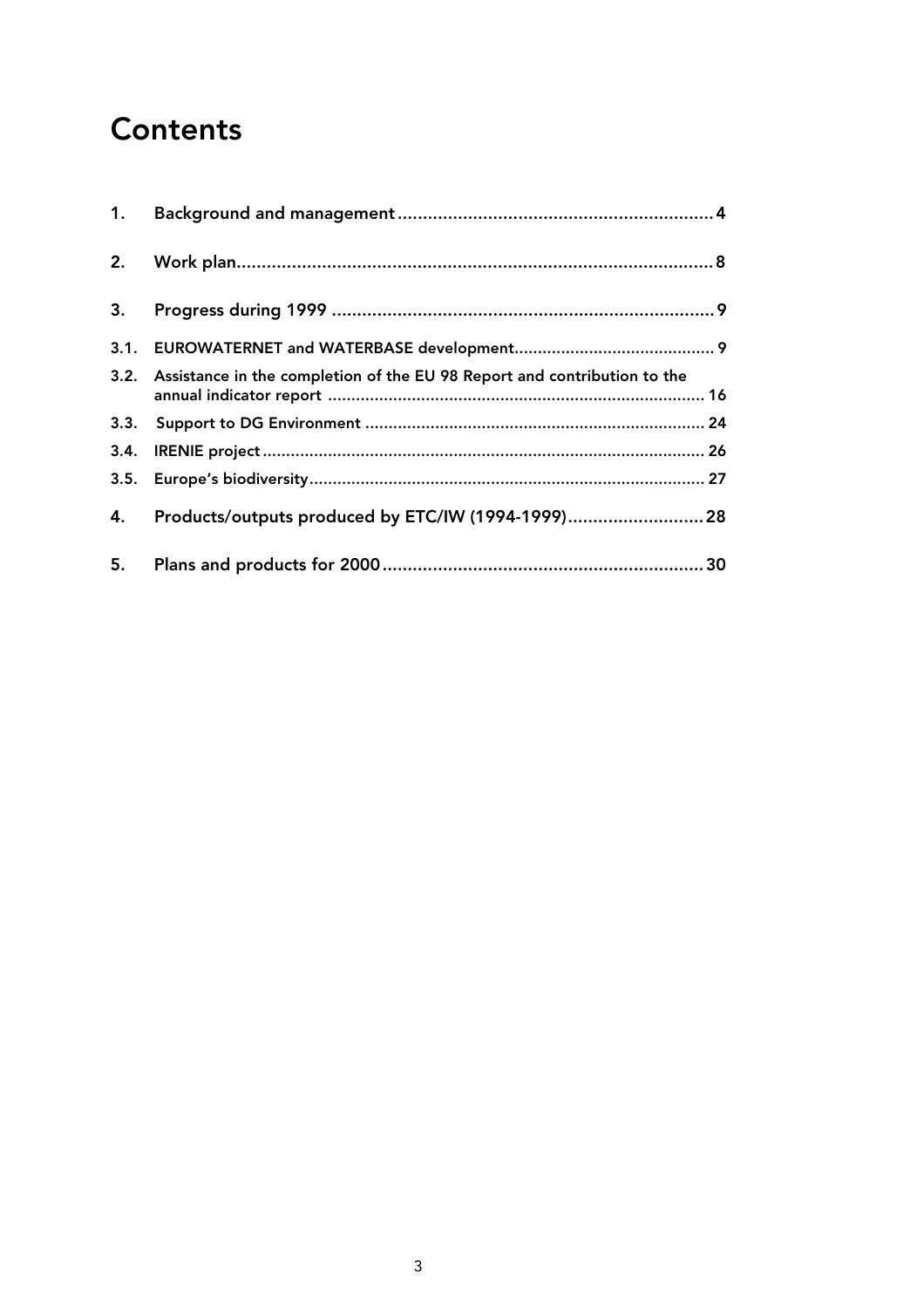# Contents

1. Background and management ........................................................ 4

2. Work plan ........................................................................................ 8

3. Progress during 1999 ..................................................................... 9

3.1. EUROWATERNET and WATERBASE development ........................................... 9

3.2. Assistance in the completion of the EU 98 Report and contribution to the annual indicator report ........................................................................ 16

3.3. Support to DG Environment ........................................................................ 24

3.4. IRENIE project ............................................................................................ 26

3.5. Europe's biodiversity .................................................................................. 27

4. Products/outputs produced by ETC/IW (1994-1999) ........................... 28

5. Plans and products for 2000 ........................................................... 30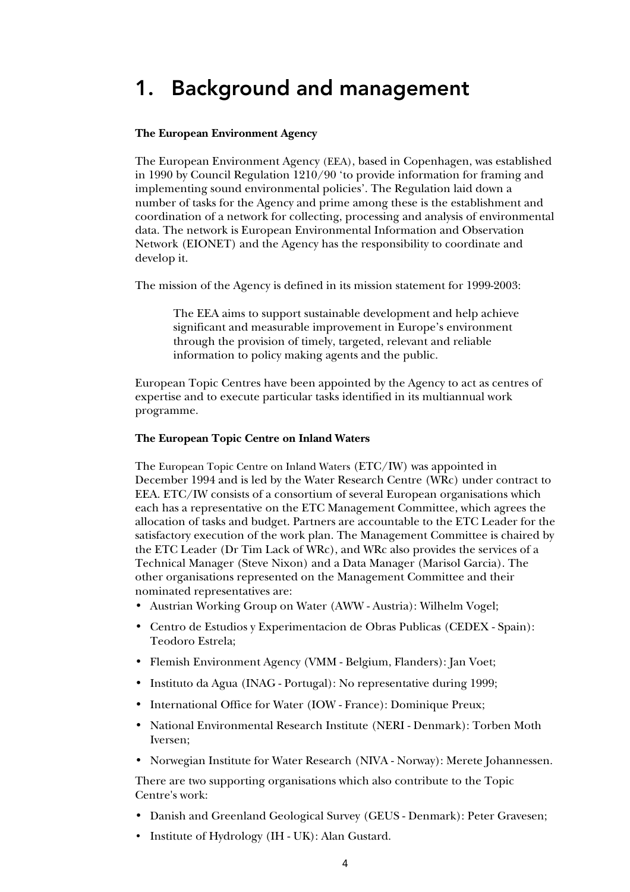# 1. Background and management

**The European Environment Agency**

The European Environment Agency (EEA), based in Copenhagen, was established in 1990 by Council Regulation 1210/90 'to provide information for framing and implementing sound environmental policies'. The Regulation laid down a number of tasks for the Agency and prime among these is the establishment and coordination of a network for collecting, processing and analysis of environmental data. The network is European Environmental Information and Observation Network (EIONET) and the Agency has the responsibility to coordinate and develop it.

The mission of the Agency is defined in its mission statement for 1999-2003:

> The EEA aims to support sustainable development and help achieve significant and measurable improvement in Europe's environment through the provision of timely, targeted, relevant and reliable information to policy making agents and the public.

European Topic Centres have been appointed by the Agency to act as centres of expertise and to execute particular tasks identified in its multiannual work programme.

**The European Topic Centre on Inland Waters**

The European Topic Centre on Inland Waters (ETC/IW) was appointed in December 1994 and is led by the Water Research Centre (WRc) under contract to EEA. ETC/IW consists of a consortium of several European organisations which each has a representative on the ETC Management Committee, which agrees the allocation of tasks and budget. Partners are accountable to the ETC Leader for the satisfactory execution of the work plan. The Management Committee is chaired by the ETC Leader (Dr Tim Lack of WRc), and WRc also provides the services of a Technical Manager (Steve Nixon) and a Data Manager (Marisol Garcia). The other organisations represented on the Management Committee and their nominated representatives are:

- Austrian Working Group on Water (AWW - Austria): Wilhelm Vogel;
- Centro de Estudios y Experimentacion de Obras Publicas (CEDEX - Spain): Teodoro Estrela;
- Flemish Environment Agency (VMM - Belgium, Flanders): Jan Voet;
- Instituto da Agua (INAG - Portugal): No representative during 1999;
- International Office for Water (IOW - France): Dominique Preux;
- National Environmental Research Institute (NERI - Denmark): Torben Moth Iversen;
- Norwegian Institute for Water Research (NIVA - Norway): Merete Johannessen.

There are two supporting organisations which also contribute to the Topic Centre's work:

- Danish and Greenland Geological Survey (GEUS - Denmark): Peter Gravesen;
- Institute of Hydrology (IH - UK): Alan Gustard.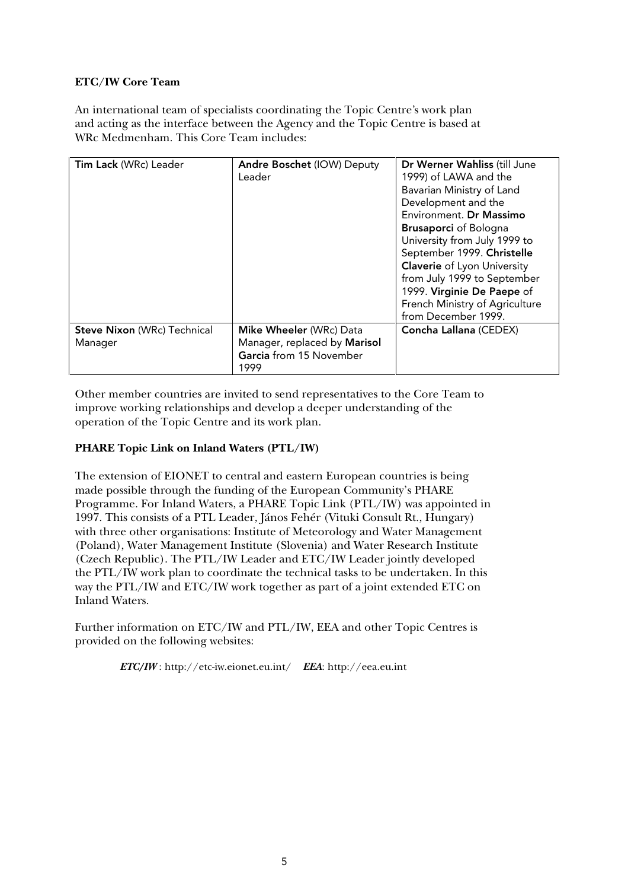**ETC/IW Core Team**

An international team of specialists coordinating the Topic Centre's work plan and acting as the interface between the Agency and the Topic Centre is based at WRc Medmenham. This Core Team includes:

| | | |
|---|---|---|
| **Tim Lack** (WRc) Leader | **Andre Boschet** (IOW) Deputy Leader | **Dr Werner Wahliss** (till June 1999) of LAWA and the Bavarian Ministry of Land Development and the Environment. **Dr Massimo Brusaporci** of Bologna University from July 1999 to September 1999. **Christelle Claverie** of Lyon University from July 1999 to September 1999. **Virginie De Paepe** of French Ministry of Agriculture from December 1999. |
| **Steve Nixon** (WRc) Technical Manager | **Mike Wheeler** (WRc) Data Manager, replaced by **Marisol Garcia** from 15 November 1999 | **Concha Lallana** (CEDEX) |

Other member countries are invited to send representatives to the Core Team to improve working relationships and develop a deeper understanding of the operation of the Topic Centre and its work plan.

**PHARE Topic Link on Inland Waters (PTL/IW)**

The extension of EIONET to central and eastern European countries is being made possible through the funding of the European Community's PHARE Programme. For Inland Waters, a PHARE Topic Link (PTL/IW) was appointed in 1997. This consists of a PTL Leader, János Fehér (Vituki Consult Rt., Hungary) with three other organisations: Institute of Meteorology and Water Management (Poland), Water Management Institute (Slovenia) and Water Research Institute (Czech Republic). The PTL/IW Leader and ETC/IW Leader jointly developed the PTL/IW work plan to coordinate the technical tasks to be undertaken. In this way the PTL/IW and ETC/IW work together as part of a joint extended ETC on Inland Waters.

Further information on ETC/IW and PTL/IW, EEA and other Topic Centres is provided on the following websites:

***ETC/IW*** : http://etc-iw.eionet.eu.int/ ***EEA***: http://eea.eu.int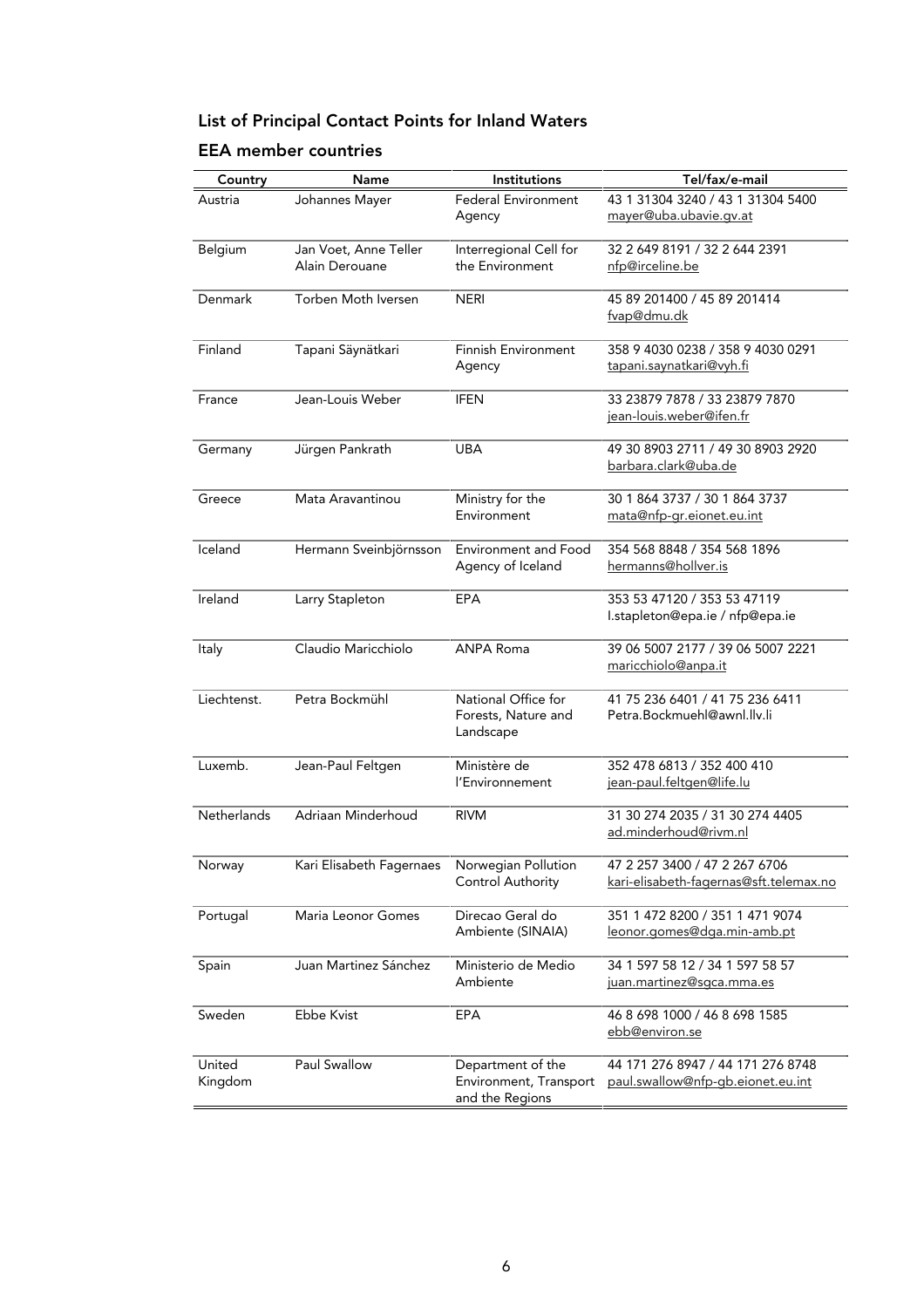## List of Principal Contact Points for Inland Waters

### EEA member countries

| Country | Name | Institutions | Tel/fax/e-mail |
|---|---|---|---|
| Austria | Johannes Mayer | Federal Environment Agency | 43 1 31304 3240 / 43 1 31304 5400 mayer@uba.ubavie.gv.at |
| Belgium | Jan Voet, Anne Teller Alain Derouane | Interregional Cell for the Environment | 32 2 649 8191 / 32 2 644 2391 nfp@irceline.be |
| Denmark | Torben Moth Iversen | NERI | 45 89 201400 / 45 89 201414 fvap@dmu.dk |
| Finland | Tapani Säynätkari | Finnish Environment Agency | 358 9 4030 0238 / 358 9 4030 0291 tapani.saynatkari@vyh.fi |
| France | Jean-Louis Weber | IFEN | 33 23879 7878 / 33 23879 7870 jean-louis.weber@ifen.fr |
| Germany | Jürgen Pankrath | UBA | 49 30 8903 2711 / 49 30 8903 2920 barbara.clark@uba.de |
| Greece | Mata Aravantinou | Ministry for the Environment | 30 1 864 3737 / 30 1 864 3737 mata@nfp-gr.eionet.eu.int |
| Iceland | Hermann Sveinbjörnsson | Environment and Food Agency of Iceland | 354 568 8848 / 354 568 1896 hermanns@hollver.is |
| Ireland | Larry Stapleton | EPA | 353 53 47120 / 353 53 47119 l.stapleton@epa.ie / nfp@epa.ie |
| Italy | Claudio Maricchiolo | ANPA Roma | 39 06 5007 2177 / 39 06 5007 2221 maricchiolo@anpa.it |
| Liechtenst. | Petra Bockmühl | National Office for Forests, Nature and Landscape | 41 75 236 6401 / 41 75 236 6411 Petra.Bockmuehl@awnl.llv.li |
| Luxemb. | Jean-Paul Feltgen | Ministère de l'Environnement | 352 478 6813 / 352 400 410 jean-paul.feltgen@life.lu |
| Netherlands | Adriaan Minderhoud | RIVM | 31 30 274 2035 / 31 30 274 4405 ad.minderhoud@rivm.nl |
| Norway | Kari Elisabeth Fagernaes | Norwegian Pollution Control Authority | 47 2 257 3400 / 47 2 267 6706 kari-elisabeth-fagernas@sft.telemax.no |
| Portugal | Maria Leonor Gomes | Direcao Geral do Ambiente (SINAIA) | 351 1 472 8200 / 351 1 471 9074 leonor.gomes@dga.min-amb.pt |
| Spain | Juan Martinez Sánchez | Ministerio de Medio Ambiente | 34 1 597 58 12 / 34 1 597 58 57 juan.martinez@sgca.mma.es |
| Sweden | Ebbe Kvist | EPA | 46 8 698 1000 / 46 8 698 1585 ebb@environ.se |
| United Kingdom | Paul Swallow | Department of the Environment, Transport and the Regions | 44 171 276 8947 / 44 171 276 8748 paul.swallow@nfp-gb.eionet.eu.int |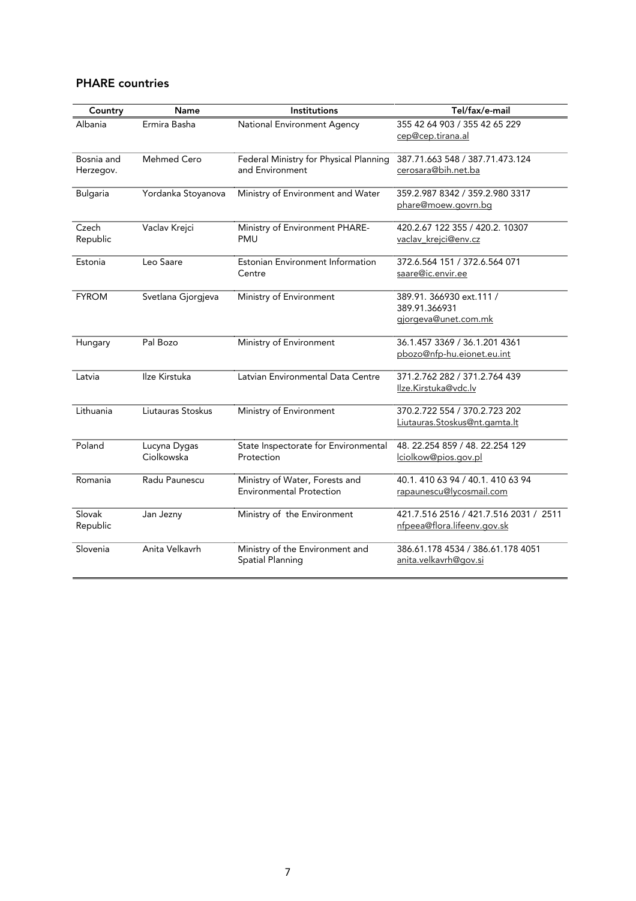## PHARE countries

| Country | Name | Institutions | Tel/fax/e-mail |
|---|---|---|---|
| Albania | Ermira Basha | National Environment Agency | 355 42 64 903 / 355 42 65 229 cep@cep.tirana.al |
| Bosnia and Herzegov. | Mehmed Cero | Federal Ministry for Physical Planning and Environment | 387.71.663 548 / 387.71.473.124 cerosara@bih.net.ba |
| Bulgaria | Yordanka Stoyanova | Ministry of Environment and Water | 359.2.987 8342 / 359.2.980 3317 phare@moew.govrn.bg |
| Czech Republic | Vaclav Krejci | Ministry of Environment PHARE-PMU | 420.2.67 122 355 / 420.2. 10307 vaclav_krejci@env.cz |
| Estonia | Leo Saare | Estonian Environment Information Centre | 372.6.564 151 / 372.6.564 071 saare@ic.envir.ee |
| FYROM | Svetlana Gjorgjeva | Ministry of Environment | 389.91. 366930 ext.111 / 389.91.366931 gjorgeva@unet.com.mk |
| Hungary | Pal Bozo | Ministry of Environment | 36.1.457 3369 / 36.1.201 4361 pbozo@nfp-hu.eionet.eu.int |
| Latvia | Ilze Kirstuka | Latvian Environmental Data Centre | 371.2.762 282 / 371.2.764 439 Ilze.Kirstuka@vdc.lv |
| Lithuania | Liutauras Stoskus | Ministry of Environment | 370.2.722 554 / 370.2.723 202 Liutauras.Stoskus@nt.gamta.lt |
| Poland | Lucyna Dygas Ciolkowska | State Inspectorate for Environmental Protection | 48. 22.254 859 / 48. 22.254 129 lciolkow@pios.gov.pl |
| Romania | Radu Paunescu | Ministry of Water, Forests and Environmental Protection | 40.1. 410 63 94 / 40.1. 410 63 94 rapaunescu@lycosmail.com |
| Slovak Republic | Jan Jezny | Ministry of the Environment | 421.7.516 2516 / 421.7.516 2031 / 2511 nfpeea@flora.lifeenv.gov.sk |
| Slovenia | Anita Velkavrh | Ministry of the Environment and Spatial Planning | 386.61.178 4534 / 386.61.178 4051 anita.velkavrh@gov.si |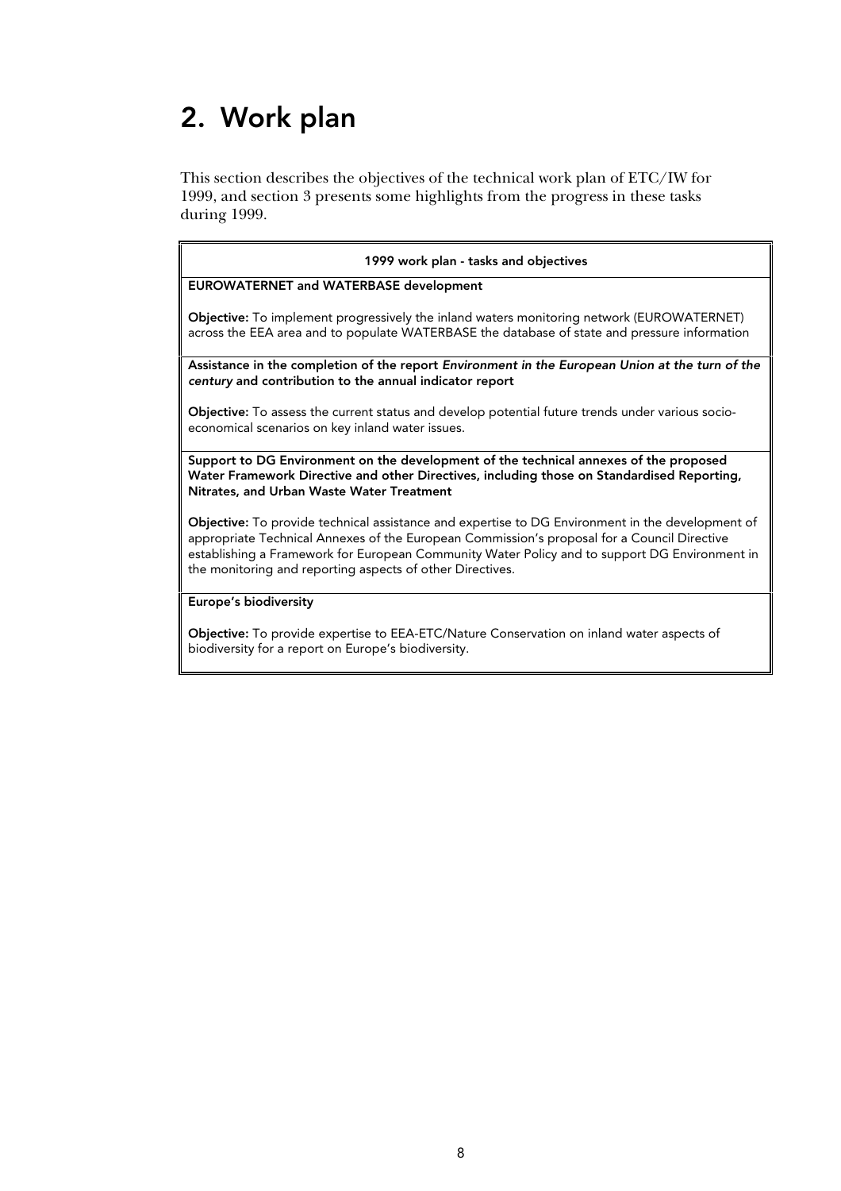# 2. Work plan

This section describes the objectives of the technical work plan of ETC/IW for 1999, and section 3 presents some highlights from the progress in these tasks during 1999.

| 1999 work plan - tasks and objectives |
| --- |
| **EUROWATERNET and WATERBASE development**<br><br>**Objective:** To implement progressively the inland waters monitoring network (EUROWATERNET) across the EEA area and to populate WATERBASE the database of state and pressure information |
| **Assistance in the completion of the report *Environment in the European Union at the turn of the century* and contribution to the annual indicator report**<br><br>**Objective:** To assess the current status and develop potential future trends under various socio-economical scenarios on key inland water issues. |
| **Support to DG Environment on the development of the technical annexes of the proposed Water Framework Directive and other Directives, including those on Standardised Reporting, Nitrates, and Urban Waste Water Treatment**<br><br>**Objective:** To provide technical assistance and expertise to DG Environment in the development of appropriate Technical Annexes of the European Commission's proposal for a Council Directive establishing a Framework for European Community Water Policy and to support DG Environment in the monitoring and reporting aspects of other Directives. |
| **Europe's biodiversity**<br><br>**Objective:** To provide expertise to EEA-ETC/Nature Conservation on inland water aspects of biodiversity for a report on Europe's biodiversity. |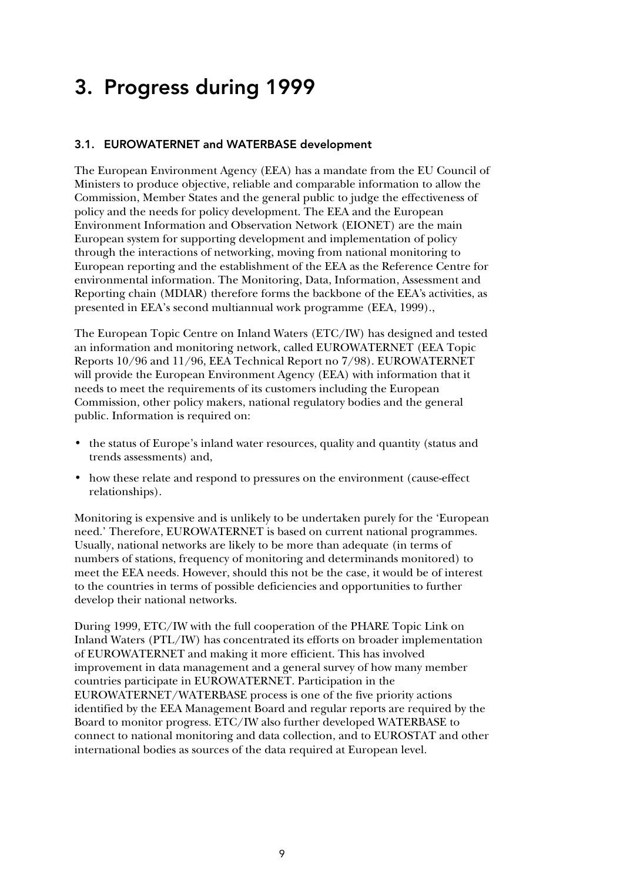# 3. Progress during 1999

## 3.1. EUROWATERNET and WATERBASE development

The European Environment Agency (EEA) has a mandate from the EU Council of Ministers to produce objective, reliable and comparable information to allow the Commission, Member States and the general public to judge the effectiveness of policy and the needs for policy development. The EEA and the European Environment Information and Observation Network (EIONET) are the main European system for supporting development and implementation of policy through the interactions of networking, moving from national monitoring to European reporting and the establishment of the EEA as the Reference Centre for environmental information. The Monitoring, Data, Information, Assessment and Reporting chain (MDIAR) therefore forms the backbone of the EEA's activities, as presented in EEA's second multiannual work programme (EEA, 1999).,

The European Topic Centre on Inland Waters (ETC/IW) has designed and tested an information and monitoring network, called EUROWATERNET (EEA Topic Reports 10/96 and 11/96, EEA Technical Report no 7/98). EUROWATERNET will provide the European Environment Agency (EEA) with information that it needs to meet the requirements of its customers including the European Commission, other policy makers, national regulatory bodies and the general public. Information is required on:

- the status of Europe's inland water resources, quality and quantity (status and trends assessments) and,
- how these relate and respond to pressures on the environment (cause-effect relationships).

Monitoring is expensive and is unlikely to be undertaken purely for the 'European need.' Therefore, EUROWATERNET is based on current national programmes. Usually, national networks are likely to be more than adequate (in terms of numbers of stations, frequency of monitoring and determinands monitored) to meet the EEA needs. However, should this not be the case, it would be of interest to the countries in terms of possible deficiencies and opportunities to further develop their national networks.

During 1999, ETC/IW with the full cooperation of the PHARE Topic Link on Inland Waters (PTL/IW) has concentrated its efforts on broader implementation of EUROWATERNET and making it more efficient. This has involved improvement in data management and a general survey of how many member countries participate in EUROWATERNET. Participation in the EUROWATERNET/WATERBASE process is one of the five priority actions identified by the EEA Management Board and regular reports are required by the Board to monitor progress. ETC/IW also further developed WATERBASE to connect to national monitoring and data collection, and to EUROSTAT and other international bodies as sources of the data required at European level.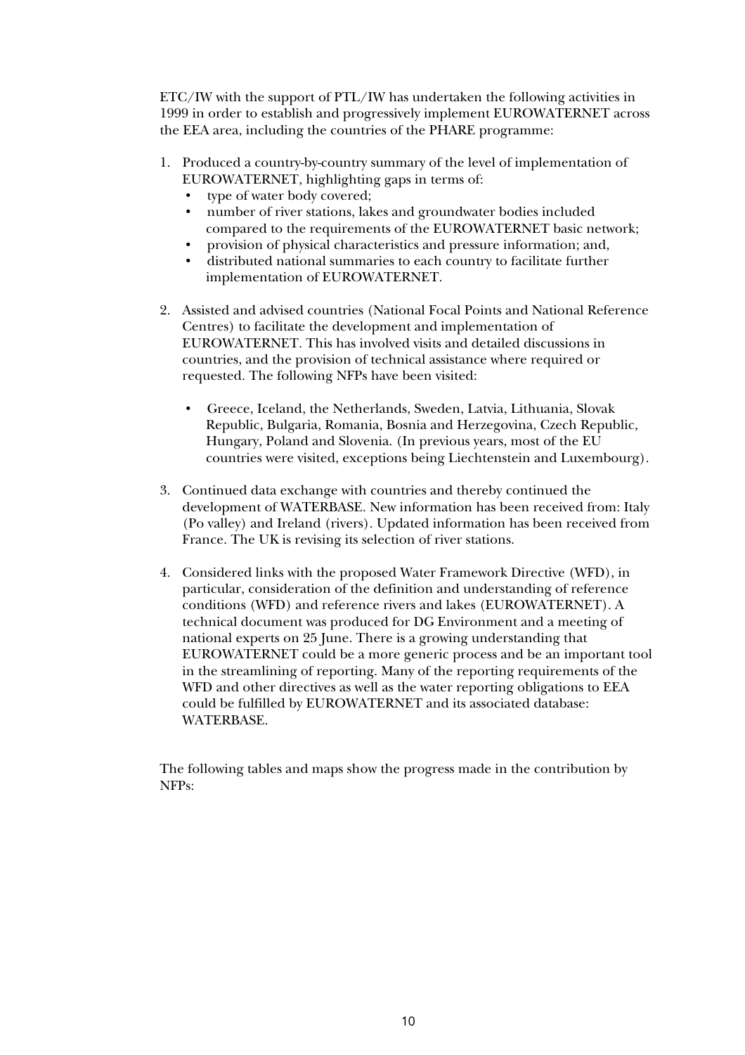ETC/IW with the support of PTL/IW has undertaken the following activities in 1999 in order to establish and progressively implement EUROWATERNET across the EEA area, including the countries of the PHARE programme:

1. Produced a country-by-country summary of the level of implementation of EUROWATERNET, highlighting gaps in terms of:
   - type of water body covered;
   - number of river stations, lakes and groundwater bodies included compared to the requirements of the EUROWATERNET basic network;
   - provision of physical characteristics and pressure information; and,
   - distributed national summaries to each country to facilitate further implementation of EUROWATERNET.

2. Assisted and advised countries (National Focal Points and National Reference Centres) to facilitate the development and implementation of EUROWATERNET. This has involved visits and detailed discussions in countries, and the provision of technical assistance where required or requested. The following NFPs have been visited:

   - Greece, Iceland, the Netherlands, Sweden, Latvia, Lithuania, Slovak Republic, Bulgaria, Romania, Bosnia and Herzegovina, Czech Republic, Hungary, Poland and Slovenia. (In previous years, most of the EU countries were visited, exceptions being Liechtenstein and Luxembourg).

3. Continued data exchange with countries and thereby continued the development of WATERBASE. New information has been received from: Italy (Po valley) and Ireland (rivers). Updated information has been received from France. The UK is revising its selection of river stations.

4. Considered links with the proposed Water Framework Directive (WFD), in particular, consideration of the definition and understanding of reference conditions (WFD) and reference rivers and lakes (EUROWATERNET). A technical document was produced for DG Environment and a meeting of national experts on 25 June. There is a growing understanding that EUROWATERNET could be a more generic process and be an important tool in the streamlining of reporting. Many of the reporting requirements of the WFD and other directives as well as the water reporting obligations to EEA could be fulfilled by EUROWATERNET and its associated database: WATERBASE.

The following tables and maps show the progress made in the contribution by NFPs: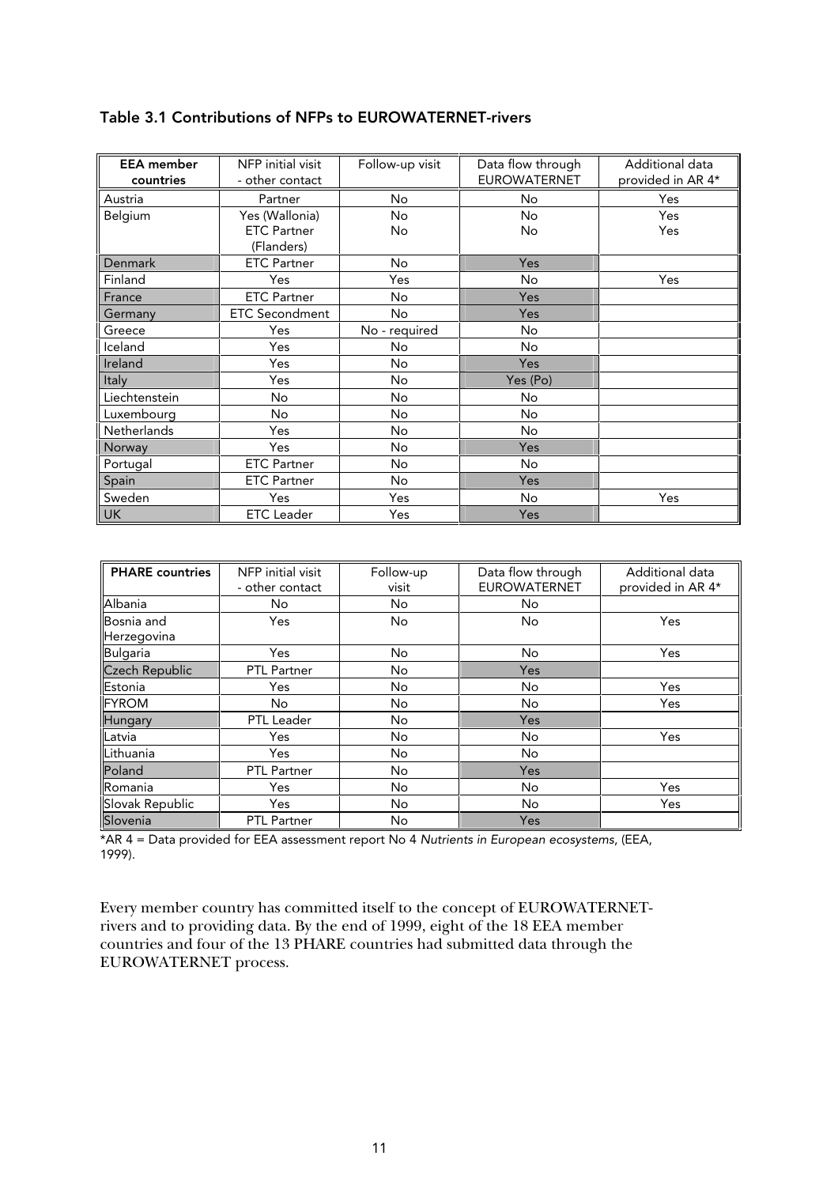### Table 3.1 Contributions of NFPs to EUROWATERNET-rivers

| EEA member countries | NFP initial visit - other contact | Follow-up visit | Data flow through EUROWATERNET | Additional data provided in AR 4* |
|---|---|---|---|---|
| Austria | Partner | No | No | Yes |
| Belgium | Yes (Wallonia)<br>ETC Partner (Flanders) | No<br>No | No<br>No | Yes<br>Yes |
| Denmark | ETC Partner | No | Yes | |
| Finland | Yes | Yes | No | Yes |
| France | ETC Partner | No | Yes | |
| Germany | ETC Secondment | No | Yes | |
| Greece | Yes | No - required | No | |
| Iceland | Yes | No | No | |
| Ireland | Yes | No | Yes | |
| Italy | Yes | No | Yes (Po) | |
| Liechtenstein | No | No | No | |
| Luxembourg | No | No | No | |
| Netherlands | Yes | No | No | |
| Norway | Yes | No | Yes | |
| Portugal | ETC Partner | No | No | |
| Spain | ETC Partner | No | Yes | |
| Sweden | Yes | Yes | No | Yes |
| UK | ETC Leader | Yes | Yes | |

| PHARE countries | NFP initial visit - other contact | Follow-up visit | Data flow through EUROWATERNET | Additional data provided in AR 4* |
|---|---|---|---|---|
| Albania | No | No | No | |
| Bosnia and Herzegovina | Yes | No | No | Yes |
| Bulgaria | Yes | No | No | Yes |
| Czech Republic | PTL Partner | No | Yes | |
| Estonia | Yes | No | No | Yes |
| FYROM | No | No | No | Yes |
| Hungary | PTL Leader | No | Yes | |
| Latvia | Yes | No | No | Yes |
| Lithuania | Yes | No | No | |
| Poland | PTL Partner | No | Yes | |
| Romania | Yes | No | No | Yes |
| Slovak Republic | Yes | No | No | Yes |
| Slovenia | PTL Partner | No | Yes | |

*AR 4 = Data provided for EEA assessment report No 4 *Nutrients in European ecosystems*, (EEA, 1999).

Every member country has committed itself to the concept of EUROWATERNET-rivers and to providing data. By the end of 1999, eight of the 18 EEA member countries and four of the 13 PHARE countries had submitted data through the EUROWATERNET process.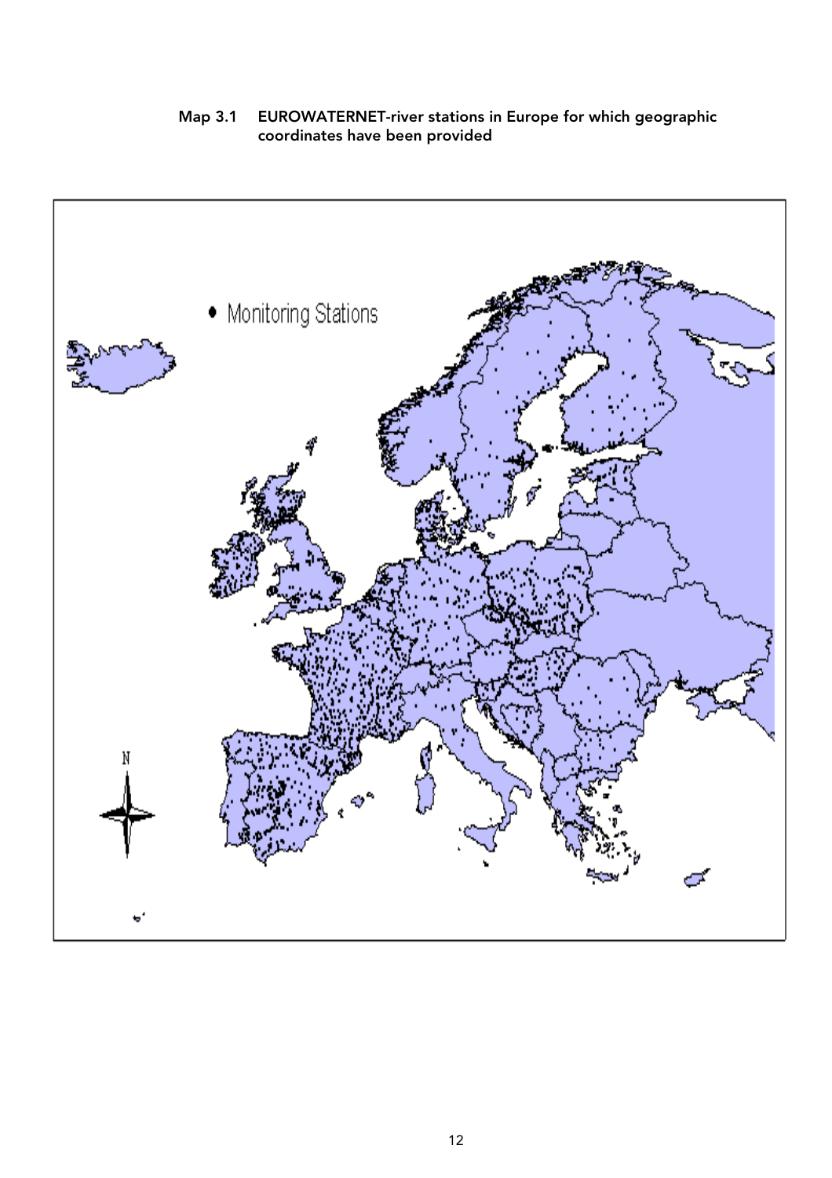Map 3.1 EUROWATERNET-river stations in Europe for which geographic coordinates have been provided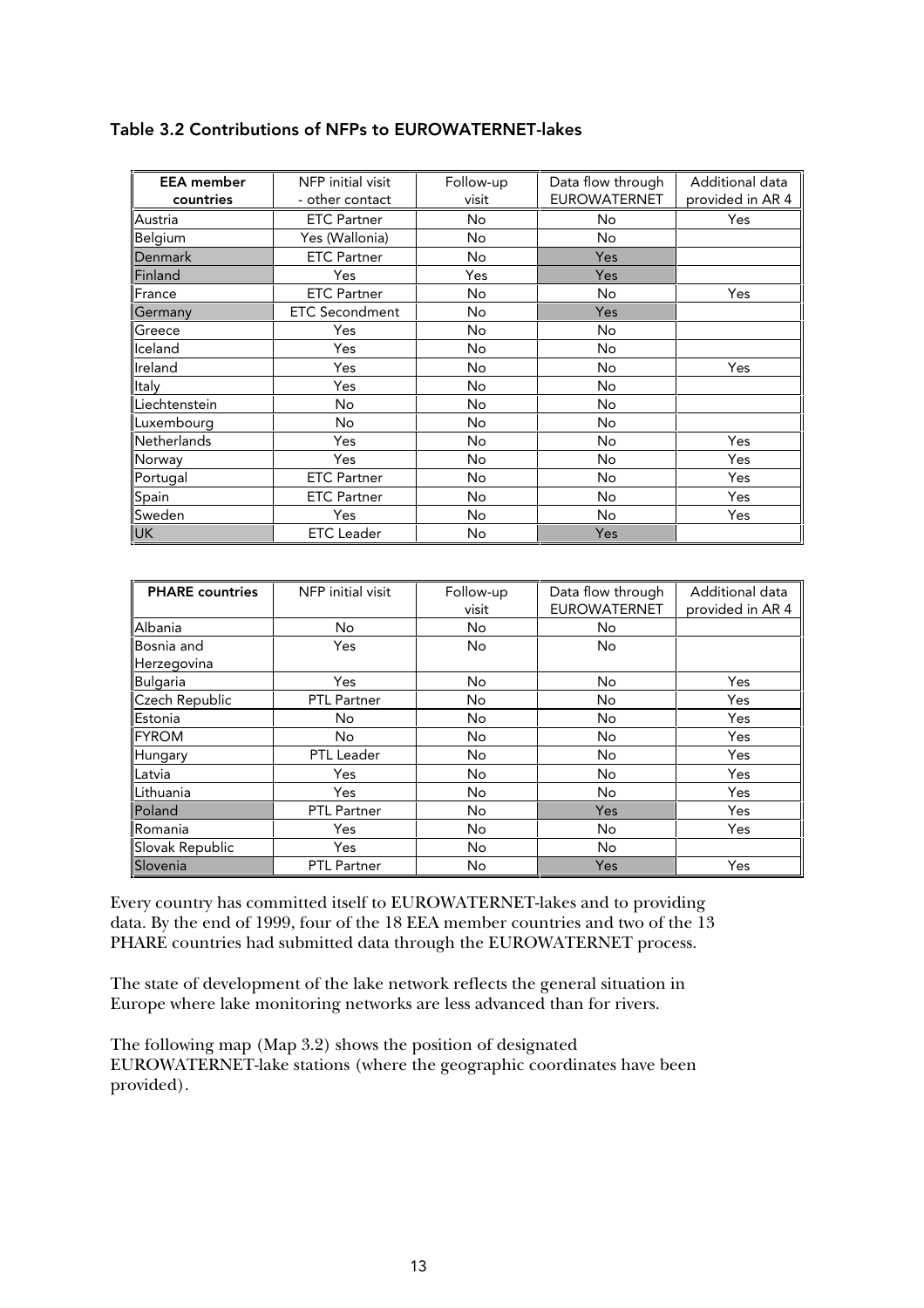### Table 3.2 Contributions of NFPs to EUROWATERNET-lakes

| EEA member countries | NFP initial visit - other contact | Follow-up visit | Data flow through EUROWATERNET | Additional data provided in AR 4 |
|---|---|---|---|---|
| Austria | ETC Partner | No | No | Yes |
| Belgium | Yes (Wallonia) | No | No | |
| Denmark | ETC Partner | No | Yes | |
| Finland | Yes | Yes | Yes | |
| France | ETC Partner | No | No | Yes |
| Germany | ETC Secondment | No | Yes | |
| Greece | Yes | No | No | |
| Iceland | Yes | No | No | |
| Ireland | Yes | No | No | Yes |
| Italy | Yes | No | No | |
| Liechtenstein | No | No | No | |
| Luxembourg | No | No | No | |
| Netherlands | Yes | No | No | Yes |
| Norway | Yes | No | No | Yes |
| Portugal | ETC Partner | No | No | Yes |
| Spain | ETC Partner | No | No | Yes |
| Sweden | Yes | No | No | Yes |
| UK | ETC Leader | No | Yes | |

| PHARE countries | NFP initial visit | Follow-up visit | Data flow through EUROWATERNET | Additional data provided in AR 4 |
|---|---|---|---|---|
| Albania | No | No | No | |
| Bosnia and Herzegovina | Yes | No | No | |
| Bulgaria | Yes | No | No | Yes |
| Czech Republic | PTL Partner | No | No | Yes |
| Estonia | No | No | No | Yes |
| FYROM | No | No | No | Yes |
| Hungary | PTL Leader | No | No | Yes |
| Latvia | Yes | No | No | Yes |
| Lithuania | Yes | No | No | Yes |
| Poland | PTL Partner | No | Yes | Yes |
| Romania | Yes | No | No | Yes |
| Slovak Republic | Yes | No | No | |
| Slovenia | PTL Partner | No | Yes | Yes |

Every country has committed itself to EUROWATERNET-lakes and to providing data. By the end of 1999, four of the 18 EEA member countries and two of the 13 PHARE countries had submitted data through the EUROWATERNET process.

The state of development of the lake network reflects the general situation in Europe where lake monitoring networks are less advanced than for rivers.

The following map (Map 3.2) shows the position of designated EUROWATERNET-lake stations (where the geographic coordinates have been provided).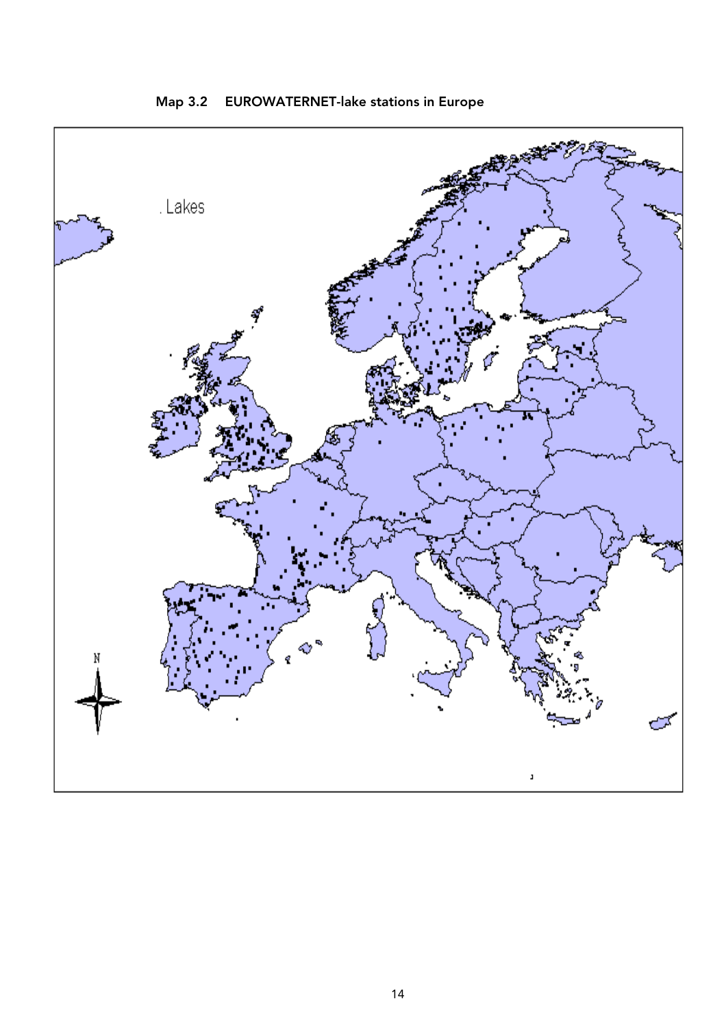Map 3.2 EUROWATERNET-lake stations in Europe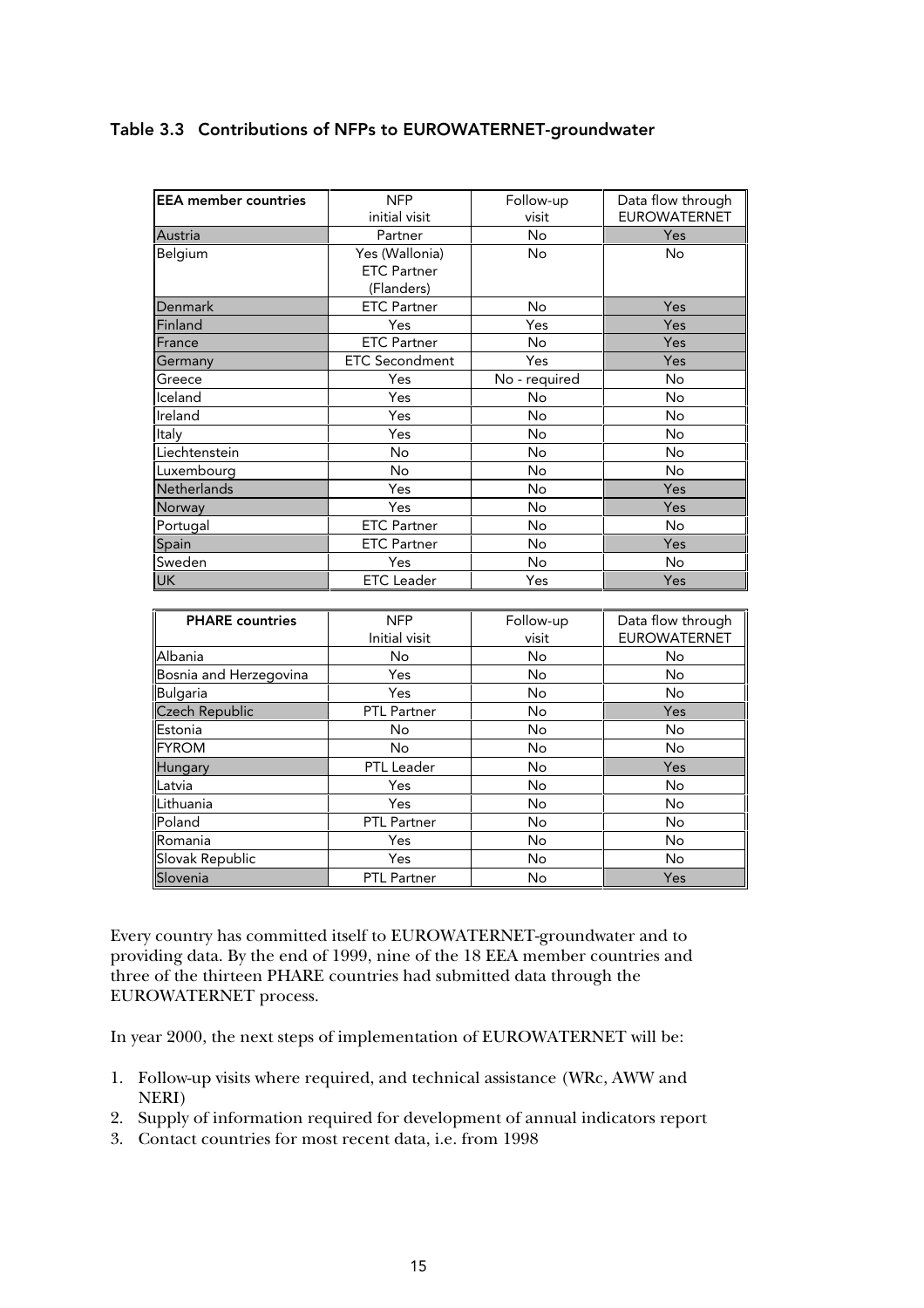### Table 3.3 Contributions of NFPs to EUROWATERNET-groundwater

| EEA member countries | NFP initial visit | Follow-up visit | Data flow through EUROWATERNET |
|---|---|---|---|
| Austria | Partner | No | Yes |
| Belgium | Yes (Wallonia) ETC Partner (Flanders) | No | No |
| Denmark | ETC Partner | No | Yes |
| Finland | Yes | Yes | Yes |
| France | ETC Partner | No | Yes |
| Germany | ETC Secondment | Yes | Yes |
| Greece | Yes | No - required | No |
| Iceland | Yes | No | No |
| Ireland | Yes | No | No |
| Italy | Yes | No | No |
| Liechtenstein | No | No | No |
| Luxembourg | No | No | No |
| Netherlands | Yes | No | Yes |
| Norway | Yes | No | Yes |
| Portugal | ETC Partner | No | No |
| Spain | ETC Partner | No | Yes |
| Sweden | Yes | No | No |
| UK | ETC Leader | Yes | Yes |

| PHARE countries | NFP Initial visit | Follow-up visit | Data flow through EUROWATERNET |
|---|---|---|---|
| Albania | No | No | No |
| Bosnia and Herzegovina | Yes | No | No |
| Bulgaria | Yes | No | No |
| Czech Republic | PTL Partner | No | Yes |
| Estonia | No | No | No |
| FYROM | No | No | No |
| Hungary | PTL Leader | No | Yes |
| Latvia | Yes | No | No |
| Lithuania | Yes | No | No |
| Poland | PTL Partner | No | No |
| Romania | Yes | No | No |
| Slovak Republic | Yes | No | No |
| Slovenia | PTL Partner | No | Yes |

Every country has committed itself to EUROWATERNET-groundwater and to providing data. By the end of 1999, nine of the 18 EEA member countries and three of the thirteen PHARE countries had submitted data through the EUROWATERNET process.

In year 2000, the next steps of implementation of EUROWATERNET will be:

1. Follow-up visits where required, and technical assistance (WRc, AWW and NERI)
2. Supply of information required for development of annual indicators report
3. Contact countries for most recent data, i.e. from 1998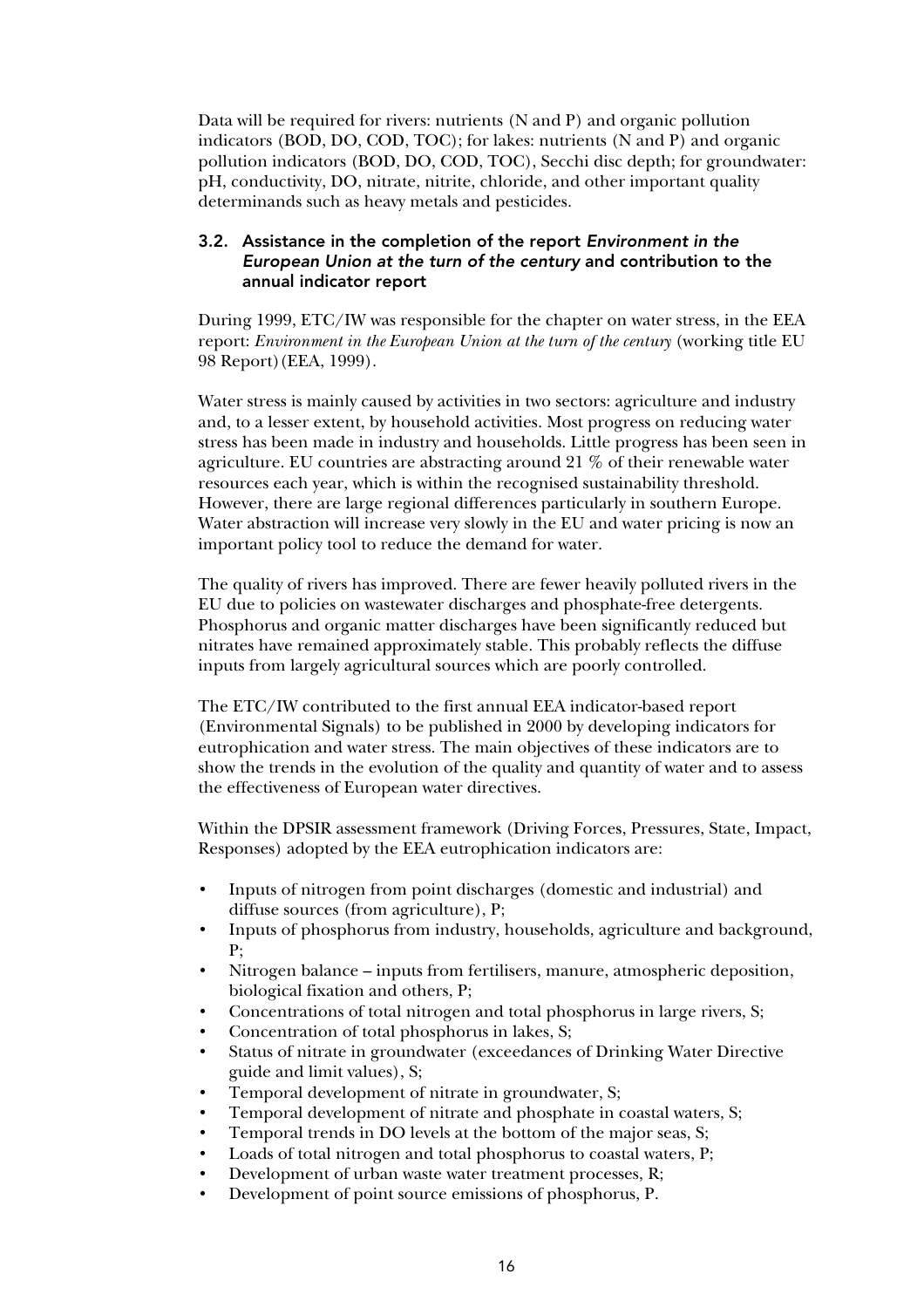Data will be required for rivers: nutrients (N and P) and organic pollution indicators (BOD, DO, COD, TOC); for lakes: nutrients (N and P) and organic pollution indicators (BOD, DO, COD, TOC), Secchi disc depth; for groundwater: pH, conductivity, DO, nitrate, nitrite, chloride, and other important quality determinands such as heavy metals and pesticides.

### 3.2. Assistance in the completion of the report *Environment in the European Union at the turn of the century* and contribution to the annual indicator report

During 1999, ETC/IW was responsible for the chapter on water stress, in the EEA report: *Environment in the European Union at the turn of the century* (working title EU 98 Report)(EEA, 1999).

Water stress is mainly caused by activities in two sectors: agriculture and industry and, to a lesser extent, by household activities. Most progress on reducing water stress has been made in industry and households. Little progress has been seen in agriculture. EU countries are abstracting around 21 % of their renewable water resources each year, which is within the recognised sustainability threshold. However, there are large regional differences particularly in southern Europe. Water abstraction will increase very slowly in the EU and water pricing is now an important policy tool to reduce the demand for water.

The quality of rivers has improved. There are fewer heavily polluted rivers in the EU due to policies on wastewater discharges and phosphate-free detergents. Phosphorus and organic matter discharges have been significantly reduced but nitrates have remained approximately stable. This probably reflects the diffuse inputs from largely agricultural sources which are poorly controlled.

The ETC/IW contributed to the first annual EEA indicator-based report (Environmental Signals) to be published in 2000 by developing indicators for eutrophication and water stress. The main objectives of these indicators are to show the trends in the evolution of the quality and quantity of water and to assess the effectiveness of European water directives.

Within the DPSIR assessment framework (Driving Forces, Pressures, State, Impact, Responses) adopted by the EEA eutrophication indicators are:

- Inputs of nitrogen from point discharges (domestic and industrial) and diffuse sources (from agriculture), P;
- Inputs of phosphorus from industry, households, agriculture and background, P;
- Nitrogen balance – inputs from fertilisers, manure, atmospheric deposition, biological fixation and others, P;
- Concentrations of total nitrogen and total phosphorus in large rivers, S;
- Concentration of total phosphorus in lakes, S;
- Status of nitrate in groundwater (exceedances of Drinking Water Directive guide and limit values), S;
- Temporal development of nitrate in groundwater, S;
- Temporal development of nitrate and phosphate in coastal waters, S;
- Temporal trends in DO levels at the bottom of the major seas, S;
- Loads of total nitrogen and total phosphorus to coastal waters, P;
- Development of urban waste water treatment processes, R;
- Development of point source emissions of phosphorus, P.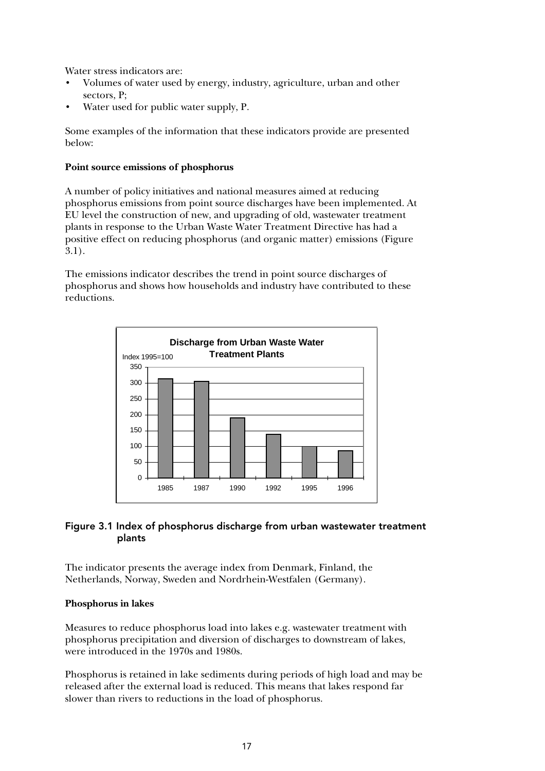Water stress indicators are:

- Volumes of water used by energy, industry, agriculture, urban and other sectors, P;
- Water used for public water supply, P.

Some examples of the information that these indicators provide are presented below:

**Point source emissions of phosphorus**

A number of policy initiatives and national measures aimed at reducing phosphorus emissions from point source discharges have been implemented. At EU level the construction of new, and upgrading of old, wastewater treatment plants in response to the Urban Waste Water Treatment Directive has had a positive effect on reducing phosphorus (and organic matter) emissions (Figure 3.1).

The emissions indicator describes the trend in point source discharges of phosphorus and shows how households and industry have contributed to these reductions.

Figure 3.1 Index of phosphorus discharge from urban wastewater treatment plants

The indicator presents the average index from Denmark, Finland, the Netherlands, Norway, Sweden and Nordrhein-Westfalen (Germany).

**Phosphorus in lakes**

Measures to reduce phosphorus load into lakes e.g. wastewater treatment with phosphorus precipitation and diversion of discharges to downstream of lakes, were introduced in the 1970s and 1980s.

Phosphorus is retained in lake sediments during periods of high load and may be released after the external load is reduced. This means that lakes respond far slower than rivers to reductions in the load of phosphorus.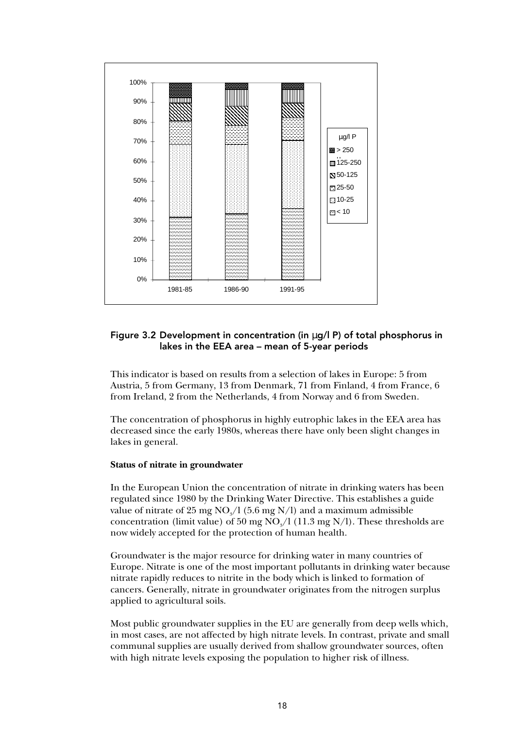**Figure 3.2 Development in concentration (in µg/l P) of total phosphorus in lakes in the EEA area – mean of 5-year periods**

This indicator is based on results from a selection of lakes in Europe: 5 from Austria, 5 from Germany, 13 from Denmark, 71 from Finland, 4 from France, 6 from Ireland, 2 from the Netherlands, 4 from Norway and 6 from Sweden.

The concentration of phosphorus in highly eutrophic lakes in the EEA area has decreased since the early 1980s, whereas there have only been slight changes in lakes in general.

**Status of nitrate in groundwater**

In the European Union the concentration of nitrate in drinking waters has been regulated since 1980 by the Drinking Water Directive. This establishes a guide value of nitrate of 25 mg $NO_3$/l (5.6 mg N/l) and a maximum admissible concentration (limit value) of 50 mg $NO_3$/l (11.3 mg N/l). These thresholds are now widely accepted for the protection of human health.

Groundwater is the major resource for drinking water in many countries of Europe. Nitrate is one of the most important pollutants in drinking water because nitrate rapidly reduces to nitrite in the body which is linked to formation of cancers. Generally, nitrate in groundwater originates from the nitrogen surplus applied to agricultural soils.

Most public groundwater supplies in the EU are generally from deep wells which, in most cases, are not affected by high nitrate levels. In contrast, private and small communal supplies are usually derived from shallow groundwater sources, often with high nitrate levels exposing the population to higher risk of illness.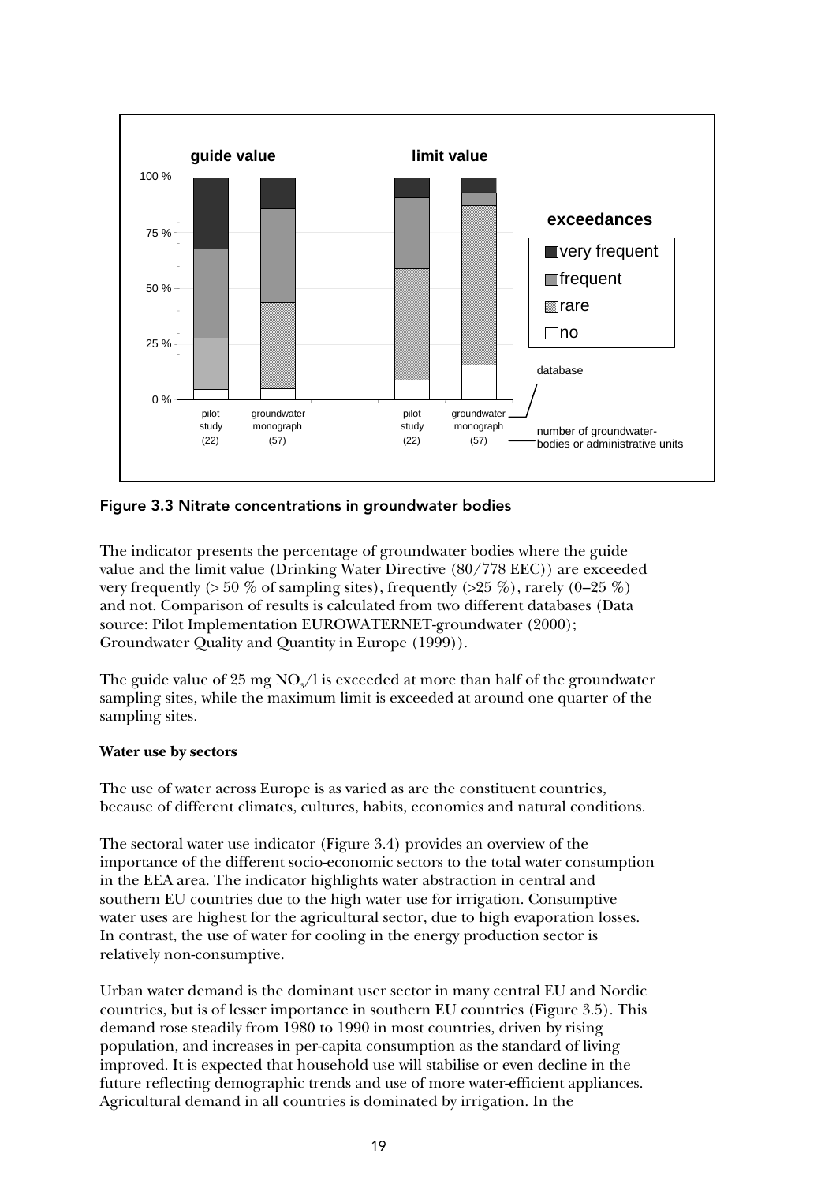Figure 3.3 Nitrate concentrations in groundwater bodies

The indicator presents the percentage of groundwater bodies where the guide value and the limit value (Drinking Water Directive (80/778 EEC)) are exceeded very frequently (> 50 % of sampling sites), frequently (>25 %), rarely (0–25 %) and not. Comparison of results is calculated from two different databases (Data source: Pilot Implementation EUROWATERNET-groundwater (2000); Groundwater Quality and Quantity in Europe (1999)).

The guide value of 25 mg $NO_3$/l is exceeded at more than half of the groundwater sampling sites, while the maximum limit is exceeded at around one quarter of the sampling sites.

**Water use by sectors**

The use of water across Europe is as varied as are the constituent countries, because of different climates, cultures, habits, economies and natural conditions.

The sectoral water use indicator (Figure 3.4) provides an overview of the importance of the different socio-economic sectors to the total water consumption in the EEA area. The indicator highlights water abstraction in central and southern EU countries due to the high water use for irrigation. Consumptive water uses are highest for the agricultural sector, due to high evaporation losses. In contrast, the use of water for cooling in the energy production sector is relatively non-consumptive.

Urban water demand is the dominant user sector in many central EU and Nordic countries, but is of lesser importance in southern EU countries (Figure 3.5). This demand rose steadily from 1980 to 1990 in most countries, driven by rising population, and increases in per-capita consumption as the standard of living improved. It is expected that household use will stabilise or even decline in the future reflecting demographic trends and use of more water-efficient appliances. Agricultural demand in all countries is dominated by irrigation. In the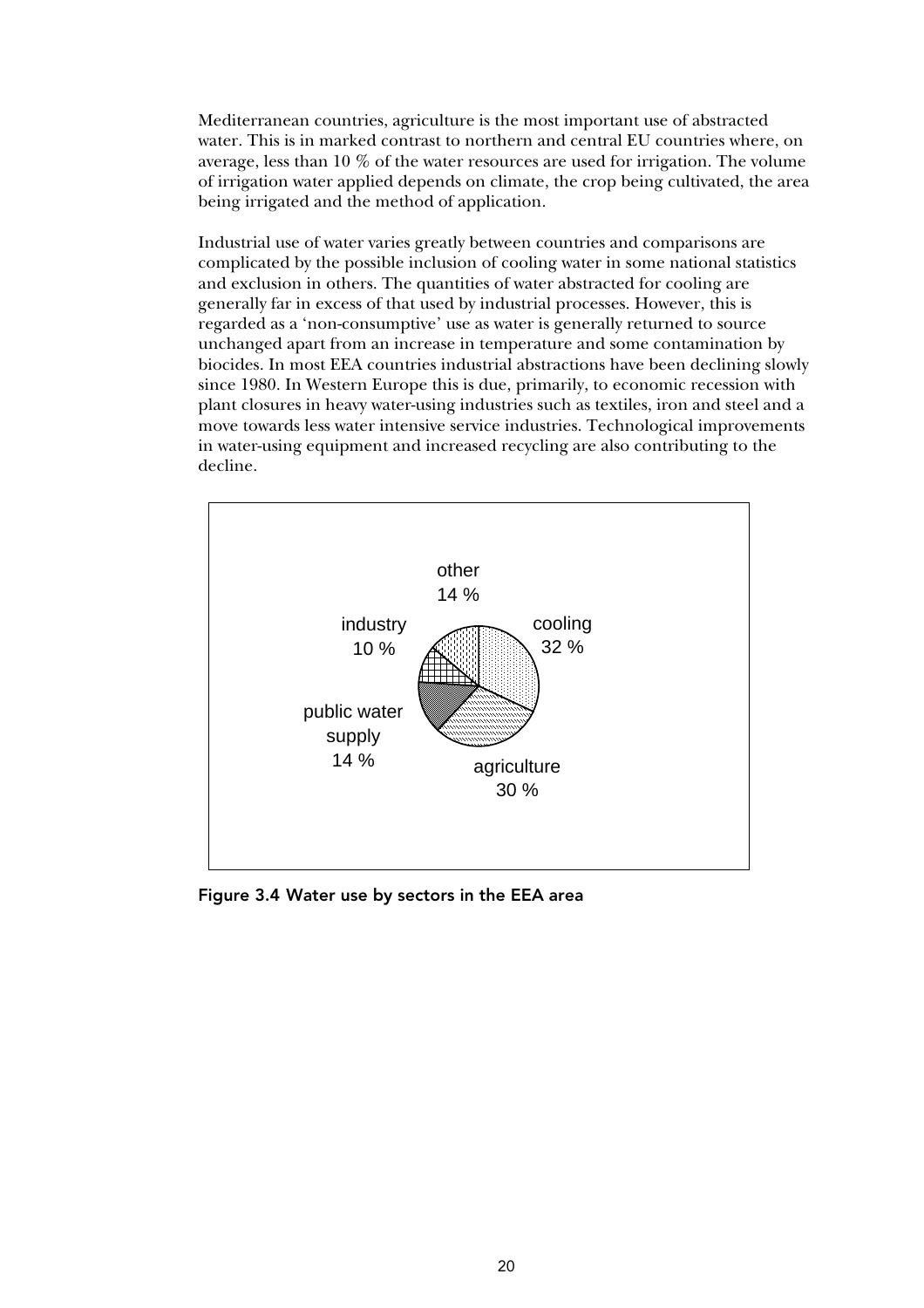Mediterranean countries, agriculture is the most important use of abstracted water. This is in marked contrast to northern and central EU countries where, on average, less than 10 % of the water resources are used for irrigation. The volume of irrigation water applied depends on climate, the crop being cultivated, the area being irrigated and the method of application.

Industrial use of water varies greatly between countries and comparisons are complicated by the possible inclusion of cooling water in some national statistics and exclusion in others. The quantities of water abstracted for cooling are generally far in excess of that used by industrial processes. However, this is regarded as a 'non-consumptive' use as water is generally returned to source unchanged apart from an increase in temperature and some contamination by biocides. In most EEA countries industrial abstractions have been declining slowly since 1980. In Western Europe this is due, primarily, to economic recession with plant closures in heavy water-using industries such as textiles, iron and steel and a move towards less water intensive service industries. Technological improvements in water-using equipment and increased recycling are also contributing to the decline.

other 14 %
industry 10 %
cooling 32 %
public water supply 14 %
agriculture 30 %

**Figure 3.4 Water use by sectors in the EEA area**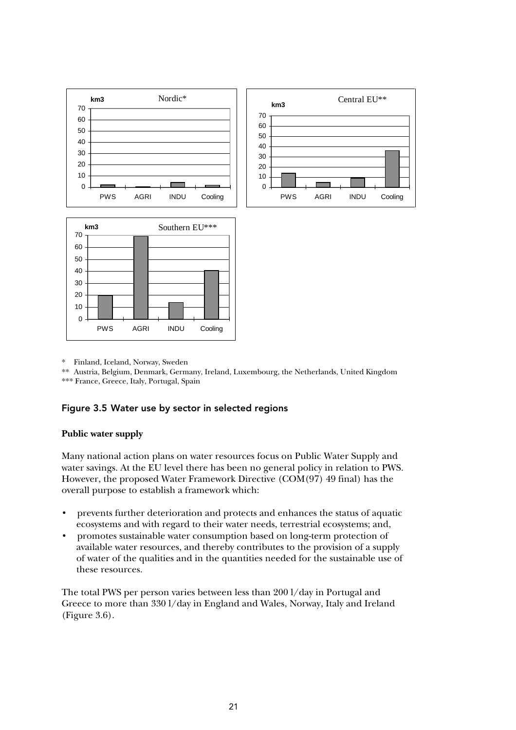\* Finland, Iceland, Norway, Sweden

\*\* Austria, Belgium, Denmark, Germany, Ireland, Luxembourg, the Netherlands, United Kingdom

\*\*\* France, Greece, Italy, Portugal, Spain

#### Figure 3.5 Water use by sector in selected regions

**Public water supply**

Many national action plans on water resources focus on Public Water Supply and water savings. At the EU level there has been no general policy in relation to PWS. However, the proposed Water Framework Directive (COM(97) 49 final) has the overall purpose to establish a framework which:

- prevents further deterioration and protects and enhances the status of aquatic ecosystems and with regard to their water needs, terrestrial ecosystems; and,
- promotes sustainable water consumption based on long-term protection of available water resources, and thereby contributes to the provision of a supply of water of the qualities and in the quantities needed for the sustainable use of these resources.

The total PWS per person varies between less than 200 l/day in Portugal and Greece to more than 330 l/day in England and Wales, Norway, Italy and Ireland (Figure 3.6).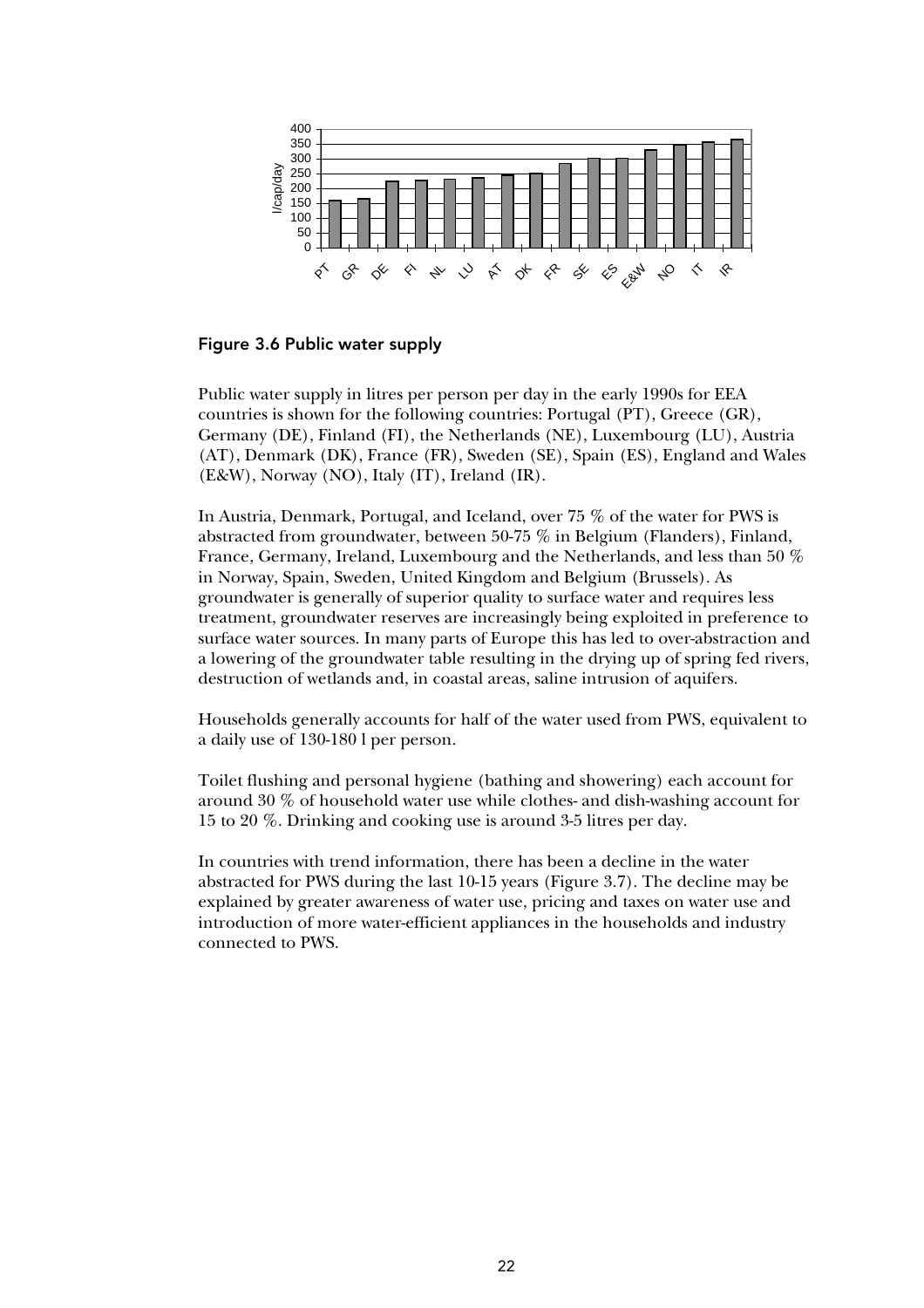**Figure 3.6 Public water supply**

Public water supply in litres per person per day in the early 1990s for EEA countries is shown for the following countries: Portugal (PT), Greece (GR), Germany (DE), Finland (FI), the Netherlands (NE), Luxembourg (LU), Austria (AT), Denmark (DK), France (FR), Sweden (SE), Spain (ES), England and Wales (E&W), Norway (NO), Italy (IT), Ireland (IR).

In Austria, Denmark, Portugal, and Iceland, over 75 % of the water for PWS is abstracted from groundwater, between 50-75 % in Belgium (Flanders), Finland, France, Germany, Ireland, Luxembourg and the Netherlands, and less than 50 % in Norway, Spain, Sweden, United Kingdom and Belgium (Brussels). As groundwater is generally of superior quality to surface water and requires less treatment, groundwater reserves are increasingly being exploited in preference to surface water sources. In many parts of Europe this has led to over-abstraction and a lowering of the groundwater table resulting in the drying up of spring fed rivers, destruction of wetlands and, in coastal areas, saline intrusion of aquifers.

Households generally accounts for half of the water used from PWS, equivalent to a daily use of 130-180 l per person.

Toilet flushing and personal hygiene (bathing and showering) each account for around 30 % of household water use while clothes- and dish-washing account for 15 to 20 %. Drinking and cooking use is around 3-5 litres per day.

In countries with trend information, there has been a decline in the water abstracted for PWS during the last 10-15 years (Figure 3.7). The decline may be explained by greater awareness of water use, pricing and taxes on water use and introduction of more water-efficient appliances in the households and industry connected to PWS.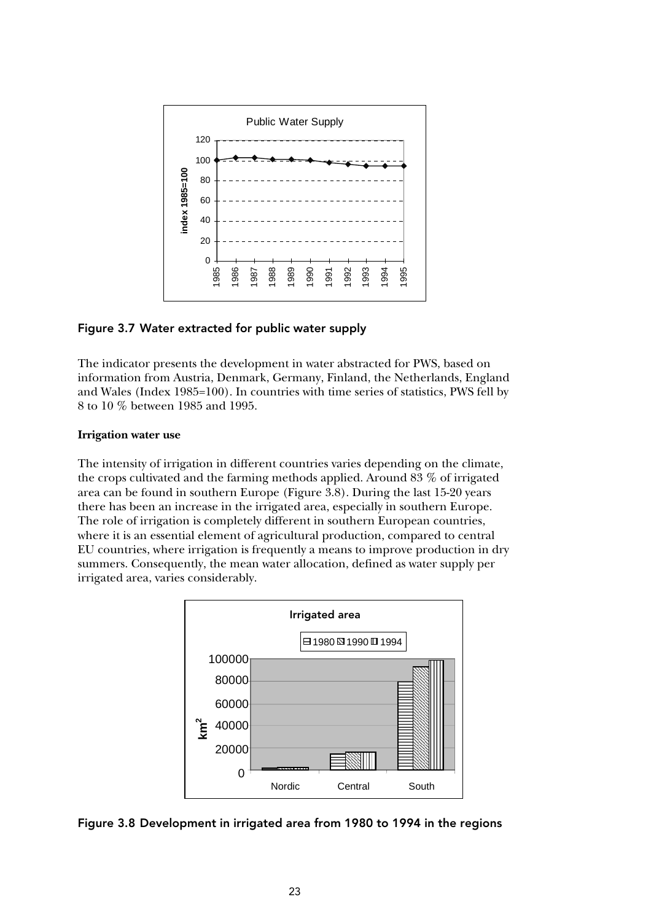Figure 3.7 Water extracted for public water supply

The indicator presents the development in water abstracted for PWS, based on information from Austria, Denmark, Germany, Finland, the Netherlands, England and Wales (Index 1985=100). In countries with time series of statistics, PWS fell by 8 to 10 % between 1985 and 1995.

**Irrigation water use**

The intensity of irrigation in different countries varies depending on the climate, the crops cultivated and the farming methods applied. Around 83 % of irrigated area can be found in southern Europe (Figure 3.8). During the last 15-20 years there has been an increase in the irrigated area, especially in southern Europe. The role of irrigation is completely different in southern European countries, where it is an essential element of agricultural production, compared to central EU countries, where irrigation is frequently a means to improve production in dry summers. Consequently, the mean water allocation, defined as water supply per irrigated area, varies considerably.

Figure 3.8 Development in irrigated area from 1980 to 1994 in the regions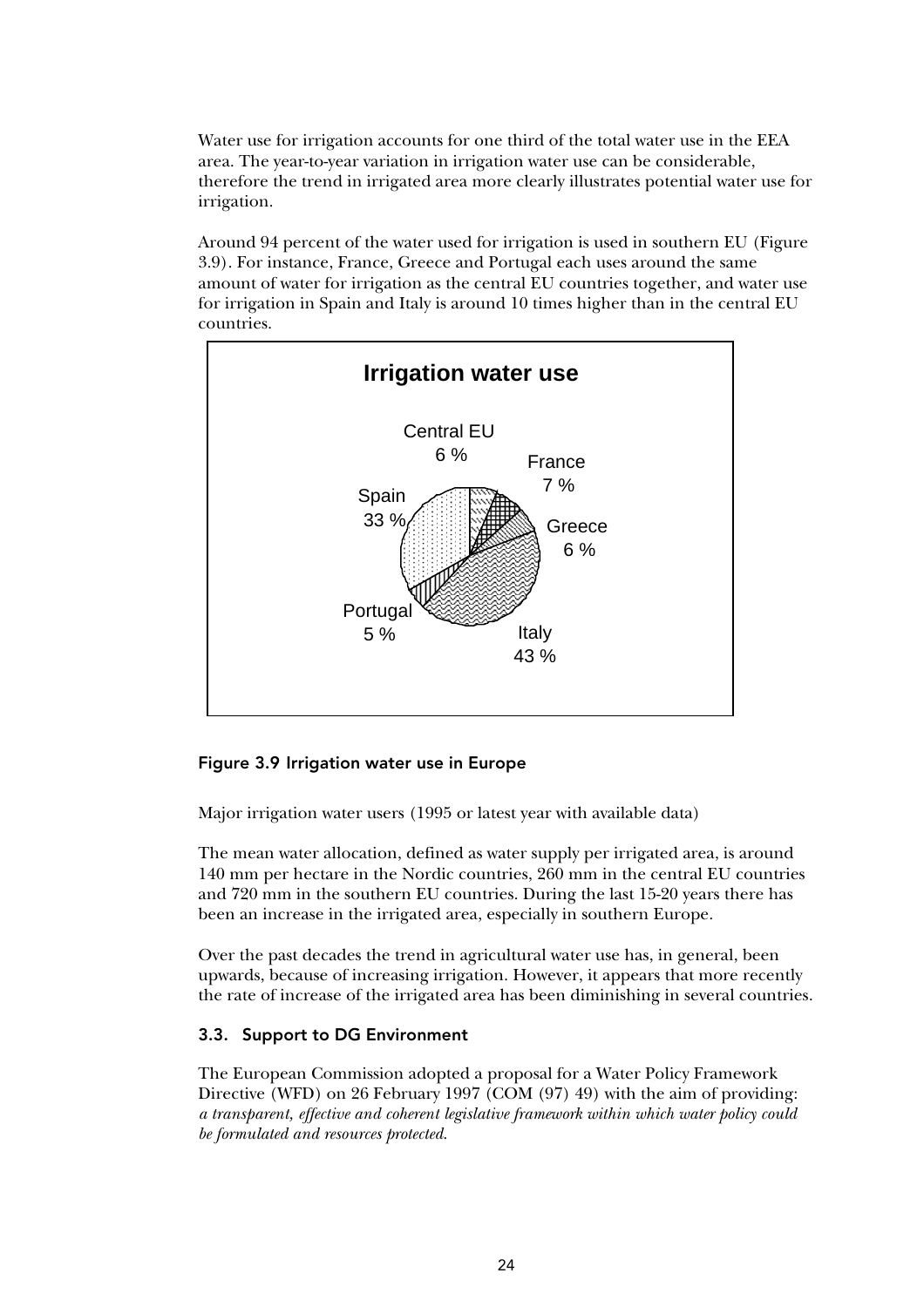Water use for irrigation accounts for one third of the total water use in the EEA area. The year-to-year variation in irrigation water use can be considerable, therefore the trend in irrigated area more clearly illustrates potential water use for irrigation.

Around 94 percent of the water used for irrigation is used in southern EU (Figure 3.9). For instance, France, Greece and Portugal each uses around the same amount of water for irrigation as the central EU countries together, and water use for irrigation in Spain and Italy is around 10 times higher than in the central EU countries.

**Irrigation water use**

Central EU 6 %
France 7 %
Greece 6 %
Italy 43 %
Portugal 5 %
Spain 33 %

**Figure 3.9 Irrigation water use in Europe**

Major irrigation water users (1995 or latest year with available data)

The mean water allocation, defined as water supply per irrigated area, is around 140 mm per hectare in the Nordic countries, 260 mm in the central EU countries and 720 mm in the southern EU countries. During the last 15-20 years there has been an increase in the irrigated area, especially in southern Europe.

Over the past decades the trend in agricultural water use has, in general, been upwards, because of increasing irrigation. However, it appears that more recently the rate of increase of the irrigated area has been diminishing in several countries.

### 3.3. Support to DG Environment

The European Commission adopted a proposal for a Water Policy Framework Directive (WFD) on 26 February 1997 (COM (97) 49) with the aim of providing: *a transparent, effective and coherent legislative framework within which water policy could be formulated and resources protected.*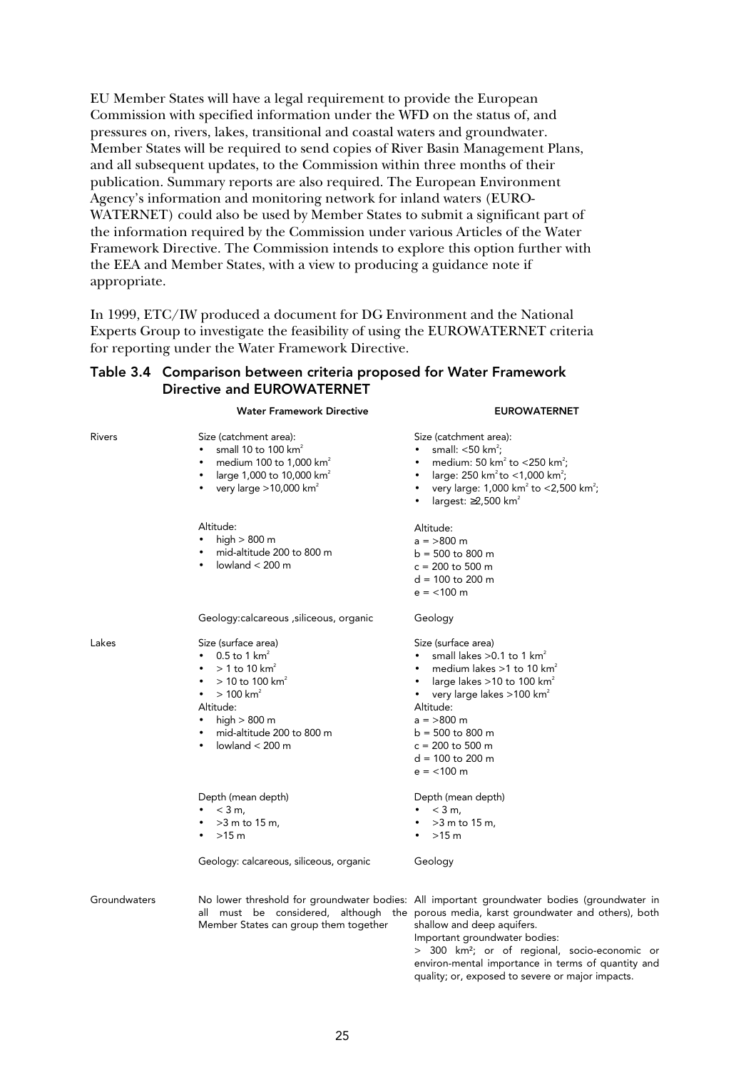EU Member States will have a legal requirement to provide the European Commission with specified information under the WFD on the status of, and pressures on, rivers, lakes, transitional and coastal waters and groundwater. Member States will be required to send copies of River Basin Management Plans, and all subsequent updates, to the Commission within three months of their publication. Summary reports are also required. The European Environment Agency's information and monitoring network for inland waters (EURO-WATERNET) could also be used by Member States to submit a significant part of the information required by the Commission under various Articles of the Water Framework Directive. The Commission intends to explore this option further with the EEA and Member States, with a view to producing a guidance note if appropriate.

In 1999, ETC/IW produced a document for DG Environment and the National Experts Group to investigate the feasibility of using the EUROWATERNET criteria for reporting under the Water Framework Directive.

### Table 3.4 Comparison between criteria proposed for Water Framework Directive and EUROWATERNET

| | Water Framework Directive | EUROWATERNET |
|---|---|---|
| Rivers | Size (catchment area):<br>• small 10 to 100 km²<br>• medium 100 to 1,000 km²<br>• large 1,000 to 10,000 km²<br>• very large >10,000 km² | Size (catchment area):<br>• small: <50 km²;<br>• medium: 50 km² to <250 km²;<br>• large: 250 km² to <1,000 km²;<br>• very large: 1,000 km² to <2,500 km²;<br>• largest: ≥2,500 km² |
| | Altitude:<br>• high > 800 m<br>• mid-altitude 200 to 800 m<br>• lowland < 200 m | Altitude:<br>a = >800 m<br>b = 500 to 800 m<br>c = 200 to 500 m<br>d = 100 to 200 m<br>e = <100 m |
| | Geology:calcareous ,siliceous, organic | Geology |
| Lakes | Size (surface area)<br>• 0.5 to 1 km²<br>• > 1 to 10 km²<br>• > 10 to 100 km²<br>• > 100 km²<br>Altitude:<br>• high > 800 m<br>• mid-altitude 200 to 800 m<br>• lowland < 200 m | Size (surface area)<br>• small lakes >0.1 to 1 km²<br>• medium lakes >1 to 10 km²<br>• large lakes >10 to 100 km²<br>• very large lakes >100 km²<br>Altitude:<br>a = >800 m<br>b = 500 to 800 m<br>c = 200 to 500 m<br>d = 100 to 200 m<br>e = <100 m |
| | Depth (mean depth)<br>• < 3 m,<br>• >3 m to 15 m,<br>• >15 m | Depth (mean depth)<br>• < 3 m,<br>• >3 m to 15 m,<br>• >15 m |
| | Geology: calcareous, siliceous, organic | Geology |
| Groundwaters | No lower threshold for groundwater bodies: all must be considered, although the Member States can group them together | All important groundwater bodies (groundwater in porous media, karst groundwater and others), both shallow and deep aquifers.<br>Important groundwater bodies:<br>> 300 km²; or of regional, socio-economic or environ-mental importance in terms of quantity and quality; or, exposed to severe or major impacts. |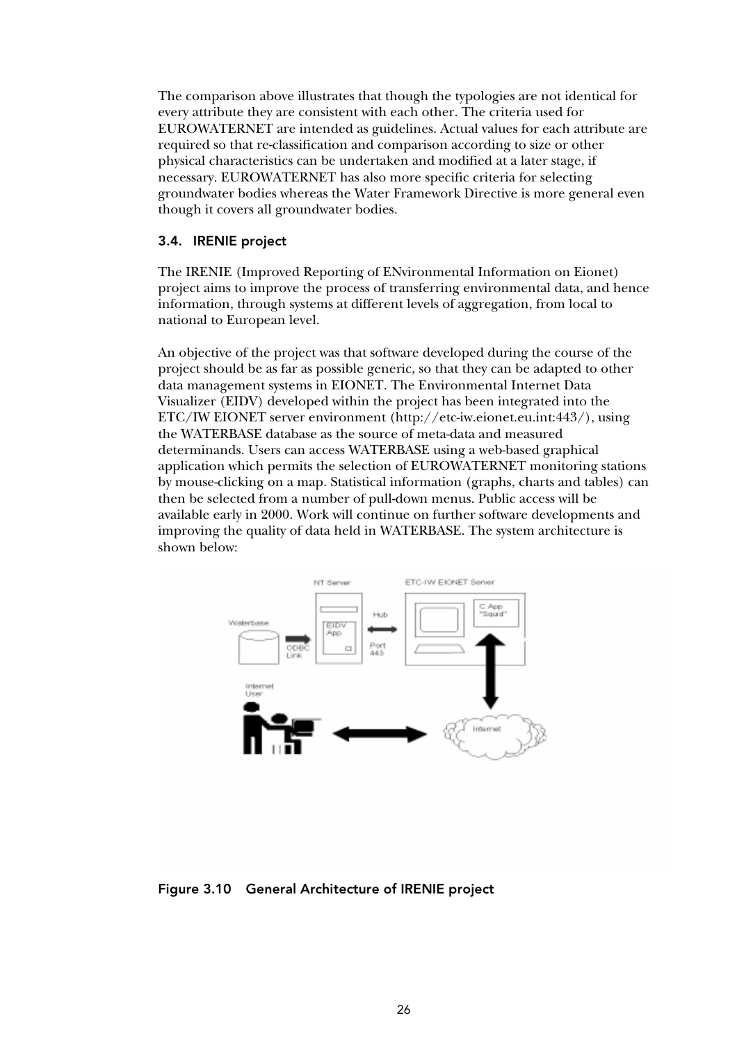The comparison above illustrates that though the typologies are not identical for every attribute they are consistent with each other. The criteria used for EUROWATERNET are intended as guidelines. Actual values for each attribute are required so that re-classification and comparison according to size or other physical characteristics can be undertaken and modified at a later stage, if necessary. EUROWATERNET has also more specific criteria for selecting groundwater bodies whereas the Water Framework Directive is more general even though it covers all groundwater bodies.

### 3.4. IRENIE project

The IRENIE (Improved Reporting of ENvironmental Information on Eionet) project aims to improve the process of transferring environmental data, and hence information, through systems at different levels of aggregation, from local to national to European level.

An objective of the project was that software developed during the course of the project should be as far as possible generic, so that they can be adapted to other data management systems in EIONET. The Environmental Internet Data Visualizer (EIDV) developed within the project has been integrated into the ETC/IW EIONET server environment (http://etc-iw.eionet.eu.int:443/), using the WATERBASE database as the source of meta-data and measured determinands. Users can access WATERBASE using a web-based graphical application which permits the selection of EUROWATERNET monitoring stations by mouse-clicking on a map. Statistical information (graphs, charts and tables) can then be selected from a number of pull-down menus. Public access will be available early in 2000. Work will continue on further software developments and improving the quality of data held in WATERBASE. The system architecture is shown below:

**Figure 3.10 General Architecture of IRENIE project**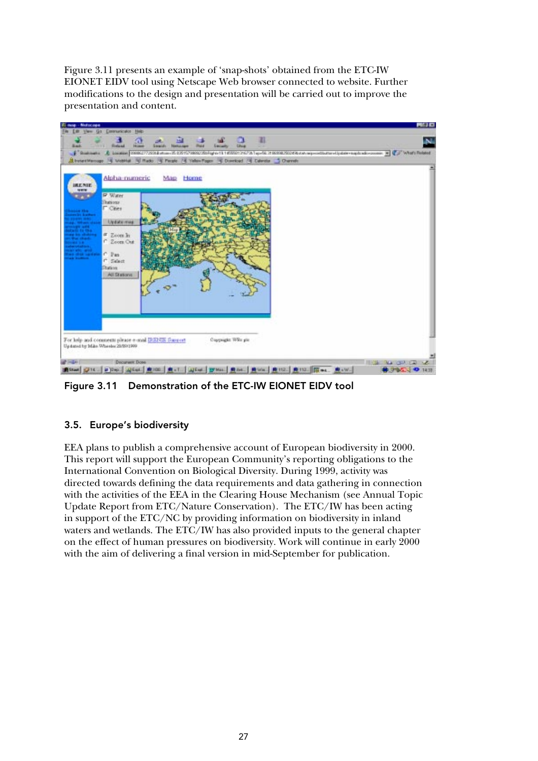Figure 3.11 presents an example of 'snap-shots' obtained from the ETC-IW EIONET EIDV tool using Netscape Web browser connected to website. Further modifications to the design and presentation will be carried out to improve the presentation and content.

**Figure 3.11 Demonstration of the ETC-IW EIONET EIDV tool**

## 3.5. Europe's biodiversity

EEA plans to publish a comprehensive account of European biodiversity in 2000. This report will support the European Community's reporting obligations to the International Convention on Biological Diversity. During 1999, activity was directed towards defining the data requirements and data gathering in connection with the activities of the EEA in the Clearing House Mechanism (see Annual Topic Update Report from ETC/Nature Conservation). The ETC/IW has been acting in support of the ETC/NC by providing information on biodiversity in inland waters and wetlands. The ETC/IW has also provided inputs to the general chapter on the effect of human pressures on biodiversity. Work will continue in early 2000 with the aim of delivering a final version in mid-September for publication.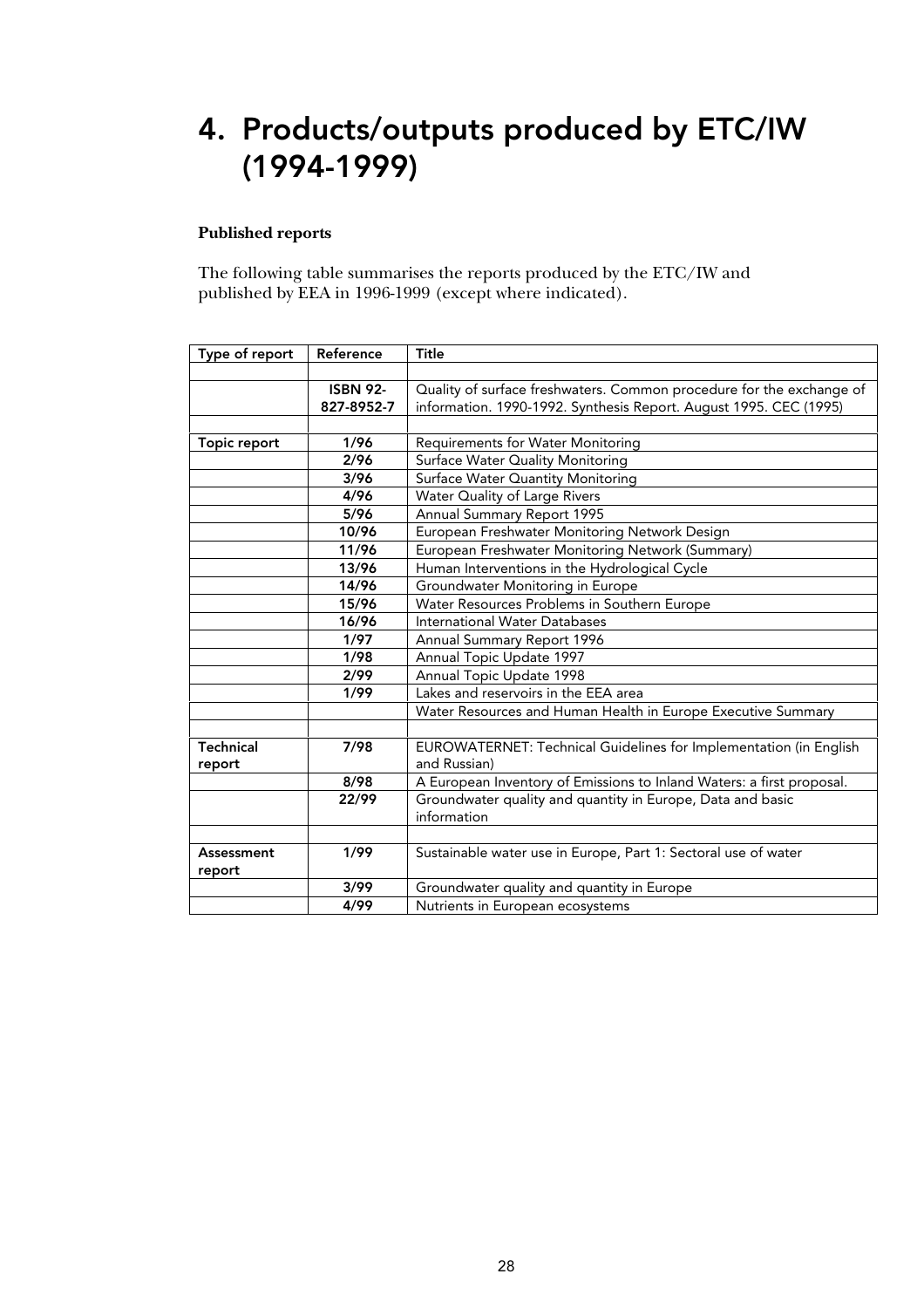# 4. Products/outputs produced by ETC/IW (1994-1999)

**Published reports**

The following table summarises the reports produced by the ETC/IW and published by EEA in 1996-1999 (except where indicated).

| Type of report | Reference | Title |
|---|---|---|
| | | |
| | **ISBN 92-827-8952-7** | Quality of surface freshwaters. Common procedure for the exchange of information. 1990-1992. Synthesis Report. August 1995. CEC (1995) |
| | | |
| **Topic report** | **1/96** | Requirements for Water Monitoring |
| | **2/96** | Surface Water Quality Monitoring |
| | **3/96** | Surface Water Quantity Monitoring |
| | **4/96** | Water Quality of Large Rivers |
| | **5/96** | Annual Summary Report 1995 |
| | **10/96** | European Freshwater Monitoring Network Design |
| | **11/96** | European Freshwater Monitoring Network (Summary) |
| | **13/96** | Human Interventions in the Hydrological Cycle |
| | **14/96** | Groundwater Monitoring in Europe |
| | **15/96** | Water Resources Problems in Southern Europe |
| | **16/96** | International Water Databases |
| | **1/97** | Annual Summary Report 1996 |
| | **1/98** | Annual Topic Update 1997 |
| | **2/99** | Annual Topic Update 1998 |
| | **1/99** | Lakes and reservoirs in the EEA area |
| | | Water Resources and Human Health in Europe Executive Summary |
| | | |
| **Technical report** | **7/98** | EUROWATERNET: Technical Guidelines for Implementation (in English and Russian) |
| | **8/98** | A European Inventory of Emissions to Inland Waters: a first proposal. |
| | **22/99** | Groundwater quality and quantity in Europe, Data and basic information |
| | | |
| **Assessment report** | **1/99** | Sustainable water use in Europe, Part 1: Sectoral use of water |
| | **3/99** | Groundwater quality and quantity in Europe |
| | **4/99** | Nutrients in European ecosystems |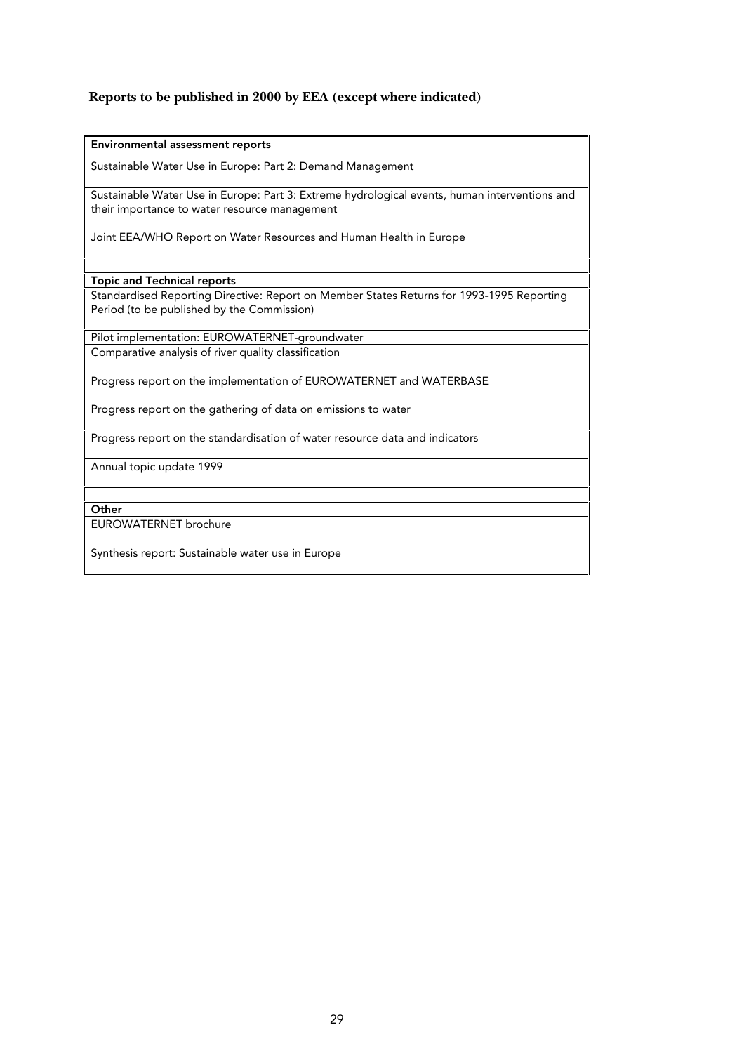## Reports to be published in 2000 by EEA (except where indicated)

| **Environmental assessment reports** |
|---|
| Sustainable Water Use in Europe: Part 2: Demand Management |
| Sustainable Water Use in Europe: Part 3: Extreme hydrological events, human interventions and their importance to water resource management |
| Joint EEA/WHO Report on Water Resources and Human Health in Europe |
| |
| **Topic and Technical reports** |
| Standardised Reporting Directive: Report on Member States Returns for 1993-1995 Reporting Period (to be published by the Commission) |
| Pilot implementation: EUROWATERNET-groundwater |
| Comparative analysis of river quality classification |
| Progress report on the implementation of EUROWATERNET and WATERBASE |
| Progress report on the gathering of data on emissions to water |
| Progress report on the standardisation of water resource data and indicators |
| Annual topic update 1999 |
| |
| **Other** |
| EUROWATERNET brochure |
| Synthesis report: Sustainable water use in Europe |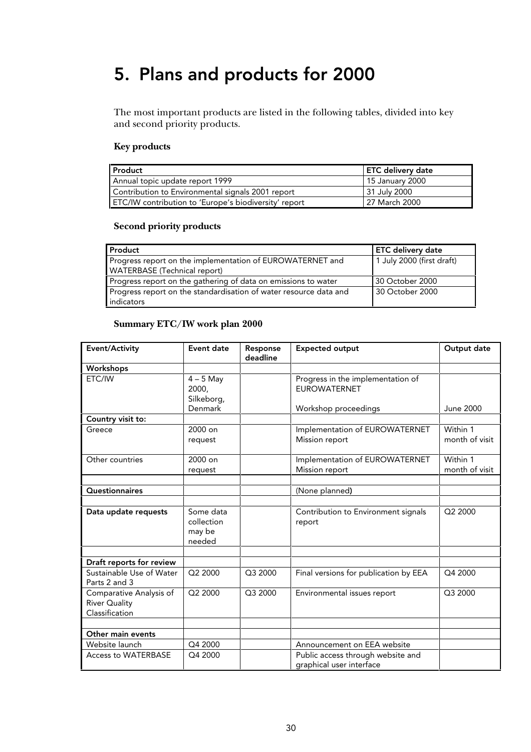// Page 30 of document 70e8c432af10
# 5. Plans and products for 2000

The most important products are listed in the following tables, divided into key and second priority products.

### Key products

| Product | ETC delivery date |
|---|---|
| Annual topic update report 1999 | 15 January 2000 |
| Contribution to Environmental signals 2001 report | 31 July 2000 |
| ETC/IW contribution to 'Europe's biodiversity' report | 27 March 2000 |

### Second priority products

| Product | ETC delivery date |
|---|---|
| Progress report on the implementation of EUROWATERNET and WATERBASE (Technical report) | 1 July 2000 (first draft) |
| Progress report on the gathering of data on emissions to water | 30 October 2000 |
| Progress report on the standardisation of water resource data and indicators | 30 October 2000 |

### Summary ETC/IW work plan 2000

| Event/Activity | Event date | Response deadline | Expected output | Output date |
|---|---|---|---|---|
| **Workshops** | | | | |
| ETC/IW | 4 – 5 May 2000, Silkeborg, Denmark | | Progress in the implementation of EUROWATERNET<br><br>Workshop proceedings | June 2000 |
| **Country visit to:** | | | | |
| Greece | 2000 on request | | Implementation of EUROWATERNET Mission report | Within 1 month of visit |
| Other countries | 2000 on request | | Implementation of EUROWATERNET Mission report | Within 1 month of visit |
| | | | | |
| **Questionnaires** | | | (None planned) | |
| | | | | |
| **Data update requests** | Some data collection may be needed | | Contribution to Environment signals report | Q2 2000 |
| | | | | |
| **Draft reports for review** | | | | |
| Sustainable Use of Water Parts 2 and 3 | Q2 2000 | Q3 2000 | Final versions for publication by EEA | Q4 2000 |
| Comparative Analysis of River Quality Classification | Q2 2000 | Q3 2000 | Environmental issues report | Q3 2000 |
| | | | | |
| **Other main events** | | | | |
| Website launch | Q4 2000 | | Announcement on EEA website | |
| Access to WATERBASE | Q4 2000 | | Public access through website and graphical user interface | |